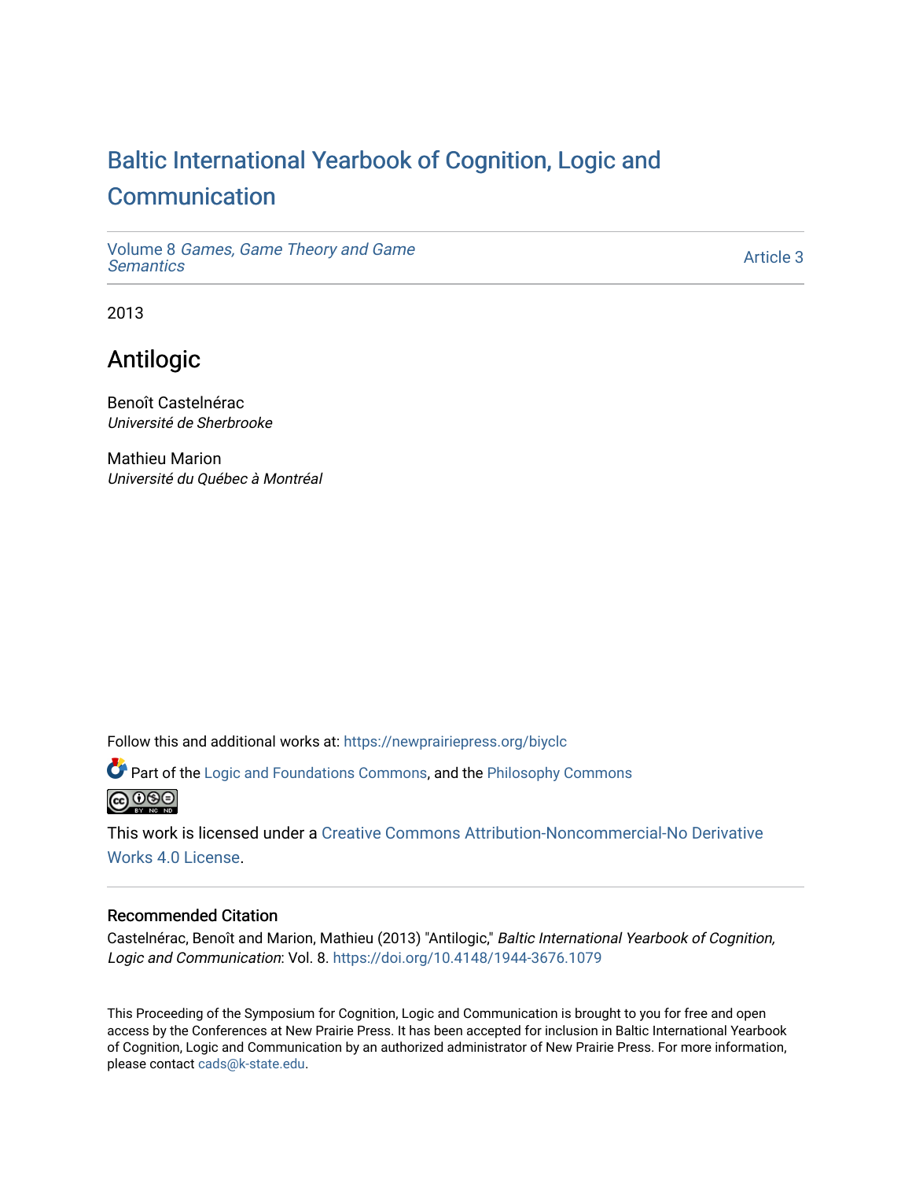# Baltic International Yearbook of Cognition, Logic and Communication

Volume 8 *Games, Game Theory and Game Semantics*

Article 3

2013

## Antilogic

Benoît Castelnérac
*Université de Sherbrooke*

Mathieu Marion
*Université du Québec à Montréal*

Follow this and additional works at: https://newprairiepress.org/biyclc

Part of the Logic and Foundations Commons, and the Philosophy Commons

This work is licensed under a Creative Commons Attribution-Noncommercial-No Derivative Works 4.0 License.

### Recommended Citation

Castelnérac, Benoît and Marion, Mathieu (2013) "Antilogic," *Baltic International Yearbook of Cognition, Logic and Communication*: Vol. 8. https://doi.org/10.4148/1944-3676.1079

This Proceeding of the Symposium for Cognition, Logic and Communication is brought to you for free and open access by the Conferences at New Prairie Press. It has been accepted for inclusion in Baltic International Yearbook of Cognition, Logic and Communication by an authorized administrator of New Prairie Press. For more information, please contact cads@k-state.edu.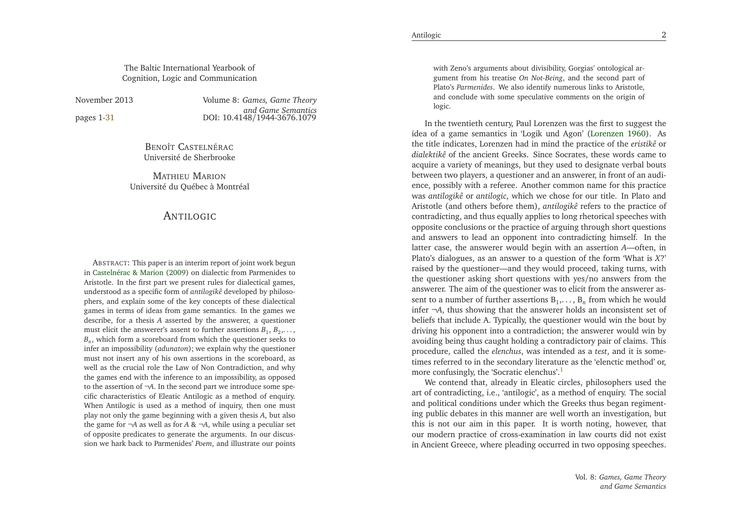The Baltic International Yearbook of Cognition, Logic and Communication

November 2013 — Volume 8: *Games, Game Theory and Game Semantics*

pages 1-31 — DOI: 10.4148/1944-3676.1079

BENOÎT CASTELNÉRAC
Université de Sherbrooke

MATHIEU MARION
Université du Québec à Montréal

# ANTILOGIC

ABSTRACT: This paper is an interim report of joint work begun in Castelnérac & Marion (2009) on dialectic from Parmenides to Aristotle. In the first part we present rules for dialectical games, understood as a specific form of *antilogikê* developed by philosophers, and explain some of the key concepts of these dialectical games in terms of ideas from game semantics. In the games we describe, for a thesis $A$ asserted by the answerer, a questioner must elicit the answerer's assent to further assertions $B_1, B_2, \ldots, B_n$, which form a scoreboard from which the questioner seeks to infer an impossibility (*adunaton*); we explain why the questioner must not insert any of his own assertions in the scoreboard, as well as the crucial role the Law of Non Contradiction, and why the games end with the inference to an impossibility, as opposed to the assertion of $\neg A$. In the second part we introduce some specific characteristics of Eleatic Antilogic as a method of enquiry. When Antilogic is used as a method of inquiry, then one must play not only the game beginning with a given thesis $A$, but also the game for $\neg A$ as well as for $A \,\&\, \neg A$, while using a peculiar set of opposite predicates to generate the arguments. In our discussion we hark back to Parmenides' *Poem*, and illustrate our points with Zeno's arguments about divisibility, Gorgias' ontological argument from his treatise *On Not-Being*, and the second part of Plato's *Parmenides*. We also identify numerous links to Aristotle, and conclude with some speculative comments on the origin of logic.

In the twentieth century, Paul Lorenzen was the first to suggest the idea of a game semantics in 'Logik und Agon' (Lorenzen 1960). As the title indicates, Lorenzen had in mind the practice of the *eristikê* or *dialektikê* of the ancient Greeks. Since Socrates, these words came to acquire a variety of meanings, but they used to designate verbal bouts between two players, a questioner and an answerer, in front of an audience, possibly with a referee. Another common name for this practice was *antilogikê* or *antilogic*, which we chose for our title. In Plato and Aristotle (and others before them), *antilogikê* refers to the practice of contradicting, and thus equally applies to long rhetorical speeches with opposite conclusions or the practice of arguing through short questions and answers to lead an opponent into contradicting himself. In the latter case, the answerer would begin with an assertion $A$—often, in Plato's dialogues, as an answer to a question of the form 'What is $X$?' raised by the questioner—and they would proceed, taking turns, with the questioner asking short questions with yes/no answers from the answerer. The aim of the questioner was to elicit from the answerer assent to a number of further assertions $B_1, \ldots, B_n$ from which he would infer $\neg A$, thus showing that the answerer holds an inconsistent set of beliefs that include A. Typically, the questioner would win the bout by driving his opponent into a contradiction; the answerer would win by avoiding being thus caught holding a contradictory pair of claims. This procedure, called the *elenchus*, was intended as a *test*, and it is sometimes referred to in the secondary literature as the 'elenctic method' or, more confusingly, the 'Socratic elenchus'.[1]

We contend that, already in Eleatic circles, philosophers used the art of contradicting, i.e., 'antilogic', as a method of enquiry. The social and political conditions under which the Greeks thus began regimenting public debates in this manner are well worth an investigation, but this is not our aim in this paper. It is worth noting, however, that our modern practice of cross-examination in law courts did not exist in Ancient Greece, where pleading occurred in two opposing speeches.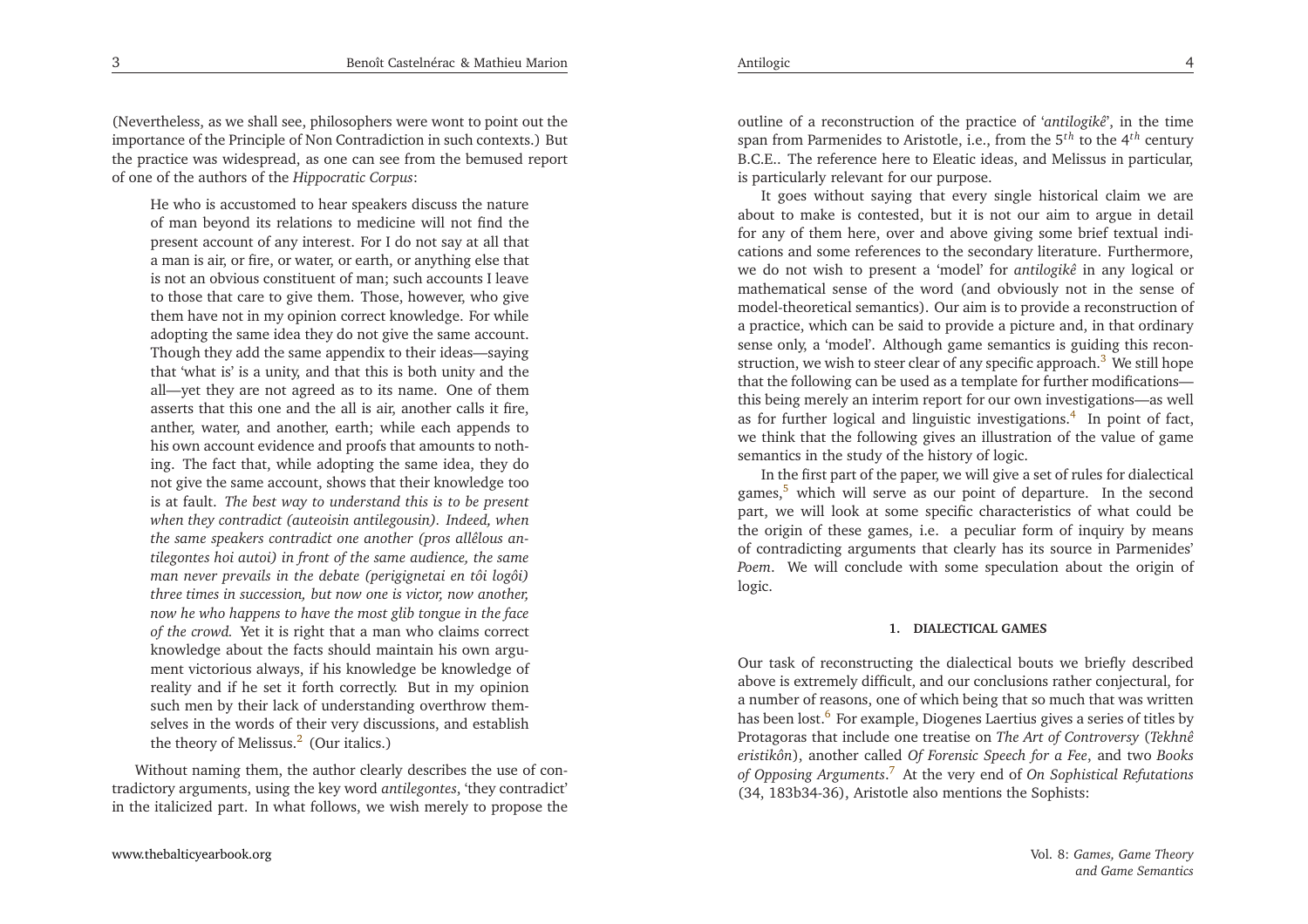(Nevertheless, as we shall see, philosophers were wont to point out the importance of the Principle of Non Contradiction in such contexts.) But the practice was widespread, as one can see from the bemused report of one of the authors of the *Hippocratic Corpus*:

> He who is accustomed to hear speakers discuss the nature of man beyond its relations to medicine will not find the present account of any interest. For I do not say at all that a man is air, or fire, or water, or earth, or anything else that is not an obvious constituent of man; such accounts I leave to those that care to give them. Those, however, who give them have not in my opinion correct knowledge. For while adopting the same idea they do not give the same account. Though they add the same appendix to their ideas—saying that 'what is' is a unity, and that this is both unity and the all—yet they are not agreed as to its name. One of them asserts that this one and the all is air, another calls it fire, anther, water, and another, earth; while each appends to his own account evidence and proofs that amounts to nothing. The fact that, while adopting the same idea, they do not give the same account, shows that their knowledge too is at fault. *The best way to understand this is to be present when they contradict (auteoisin antilegousin). Indeed, when the same speakers contradict one another (pros allêlous antilegontes hoi autoi) in front of the same audience, the same man never prevails in the debate (perigignetai en tôi logôi) three times in succession, but now one is victor, now another, now he who happens to have the most glib tongue in the face of the crowd.* Yet it is right that a man who claims correct knowledge about the facts should maintain his own argument victorious always, if his knowledge be knowledge of reality and if he set it forth correctly. But in my opinion such men by their lack of understanding overthrow themselves in the words of their very discussions, and establish the theory of Melissus.[2] (Our italics.)

Without naming them, the author clearly describes the use of contradictory arguments, using the key word *antilegontes*, 'they contradict' in the italicized part. In what follows, we wish merely to propose the outline of a reconstruction of the practice of '*antilogikê*', in the time span from Parmenides to Aristotle, i.e., from the 5$^{th}$ to the 4$^{th}$ century B.C.E.. The reference here to Eleatic ideas, and Melissus in particular, is particularly relevant for our purpose.

It goes without saying that every single historical claim we are about to make is contested, but it is not our aim to argue in detail for any of them here, over and above giving some brief textual indications and some references to the secondary literature. Furthermore, we do not wish to present a 'model' for *antilogikê* in any logical or mathematical sense of the word (and obviously not in the sense of model-theoretical semantics). Our aim is to provide a reconstruction of a practice, which can be said to provide a picture and, in that ordinary sense only, a 'model'. Although game semantics is guiding this reconstruction, we wish to steer clear of any specific approach.[3] We still hope that the following can be used as a template for further modifications—this being merely an interim report for our own investigations—as well as for further logical and linguistic investigations.[4] In point of fact, we think that the following gives an illustration of the value of game semantics in the study of the history of logic.

In the first part of the paper, we will give a set of rules for dialectical games,[5] which will serve as our point of departure. In the second part, we will look at some specific characteristics of what could be the origin of these games, i.e. a peculiar form of inquiry by means of contradicting arguments that clearly has its source in Parmenides' *Poem*. We will conclude with some speculation about the origin of logic.

## 1. DIALECTICAL GAMES

Our task of reconstructing the dialectical bouts we briefly described above is extremely difficult, and our conclusions rather conjectural, for a number of reasons, one of which being that so much that was written has been lost.[6] For example, Diogenes Laertius gives a series of titles by Protagoras that include one treatise on *The Art of Controversy* (*Tekhnê eristikôn*), another called *Of Forensic Speech for a Fee*, and two *Books of Opposing Arguments*.[7] At the very end of *On Sophistical Refutations* (34, 183b34-36), Aristotle also mentions the Sophists: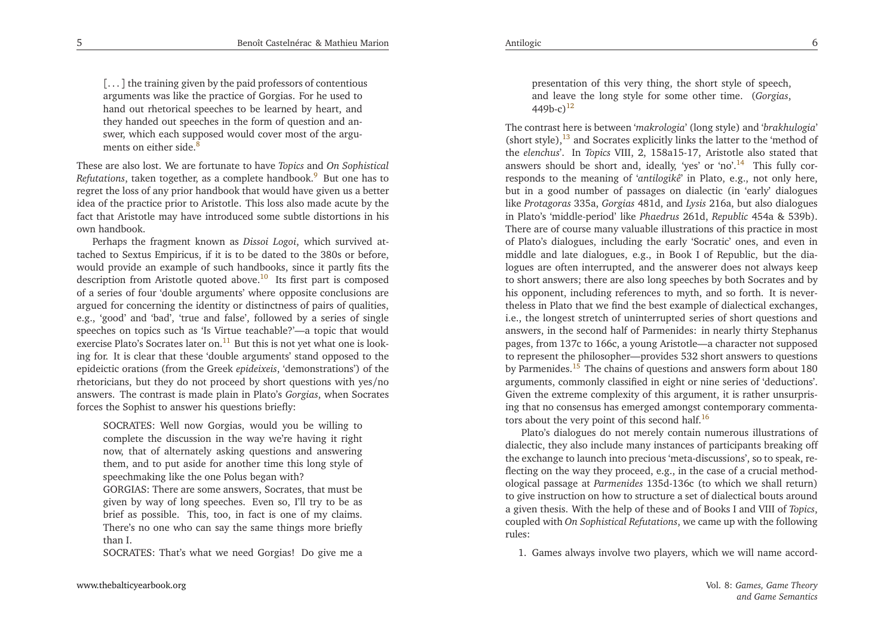> [. . . ] the training given by the paid professors of contentious arguments was like the practice of Gorgias. For he used to hand out rhetorical speeches to be learned by heart, and they handed out speeches in the form of question and answer, which each supposed would cover most of the arguments on either side.[8]

These are also lost. We are fortunate to have *Topics* and *On Sophistical Refutations*, taken together, as a complete handbook.[9] But one has to regret the loss of any prior handbook that would have given us a better idea of the practice prior to Aristotle. This loss also made acute by the fact that Aristotle may have introduced some subtle distortions in his own handbook.

Perhaps the fragment known as *Dissoi Logoi*, which survived attached to Sextus Empiricus, if it is to be dated to the 380s or before, would provide an example of such handbooks, since it partly fits the description from Aristotle quoted above.[10] Its first part is composed of a series of four 'double arguments' where opposite conclusions are argued for concerning the identity or distinctness of pairs of qualities, e.g., 'good' and 'bad', 'true and false', followed by a series of single speeches on topics such as 'Is Virtue teachable?'—a topic that would exercise Plato's Socrates later on.[11] But this is not yet what one is looking for. It is clear that these 'double arguments' stand opposed to the epideictic orations (from the Greek *epideixeis*, 'demonstrations') of the rhetoricians, but they do not proceed by short questions with yes/no answers. The contrast is made plain in Plato's *Gorgias*, when Socrates forces the Sophist to answer his questions briefly:

> SOCRATES: Well now Gorgias, would you be willing to complete the discussion in the way we're having it right now, that of alternately asking questions and answering them, and to put aside for another time this long style of speechmaking like the one Polus began with?
> GORGIAS: There are some answers, Socrates, that must be given by way of long speeches. Even so, I'll try to be as brief as possible. This, too, in fact is one of my claims. There's no one who can say the same things more briefly than I.
> SOCRATES: That's what we need Gorgias! Do give me a presentation of this very thing, the short style of speech, and leave the long style for some other time. (*Gorgias*, 449b-c)[12]

The contrast here is between '*makrologia*' (long style) and '*brakhulogia*' (short style),[13] and Socrates explicitly links the latter to the 'method of the *elenchus*'. In *Topics* VIII, 2, 158a15-17, Aristotle also stated that answers should be short and, ideally, 'yes' or 'no'.[14] This fully corresponds to the meaning of '*antilogikê*' in Plato, e.g., not only here, but in a good number of passages on dialectic (in 'early' dialogues like *Protagoras* 335a, *Gorgias* 481d, and *Lysis* 216a, but also dialogues in Plato's 'middle-period' like *Phaedrus* 261d, *Republic* 454a & 539b). There are of course many valuable illustrations of this practice in most of Plato's dialogues, including the early 'Socratic' ones, and even in middle and late dialogues, e.g., in Book I of Republic, but the dialogues are often interrupted, and the answerer does not always keep to short answers; there are also long speeches by both Socrates and by his opponent, including references to myth, and so forth. It is nevertheless in Plato that we find the best example of dialectical exchanges, i.e., the longest stretch of uninterrupted series of short questions and answers, in the second half of Parmenides: in nearly thirty Stephanus pages, from 137c to 166c, a young Aristotle—a character not supposed to represent the philosopher—provides 532 short answers to questions by Parmenides.[15] The chains of questions and answers form about 180 arguments, commonly classified in eight or nine series of 'deductions'. Given the extreme complexity of this argument, it is rather unsurprising that no consensus has emerged amongst contemporary commentators about the very point of this second half.[16]

Plato's dialogues do not merely contain numerous illustrations of dialectic, they also include many instances of participants breaking off the exchange to launch into precious 'meta-discussions', so to speak, reflecting on the way they proceed, e.g., in the case of a crucial methodological passage at *Parmenides* 135d-136c (to which we shall return) to give instruction on how to structure a set of dialectical bouts around a given thesis. With the help of these and of Books I and VIII of *Topics*, coupled with *On Sophistical Refutations*, we came up with the following rules:

1. Games always involve two players, which we will name accord-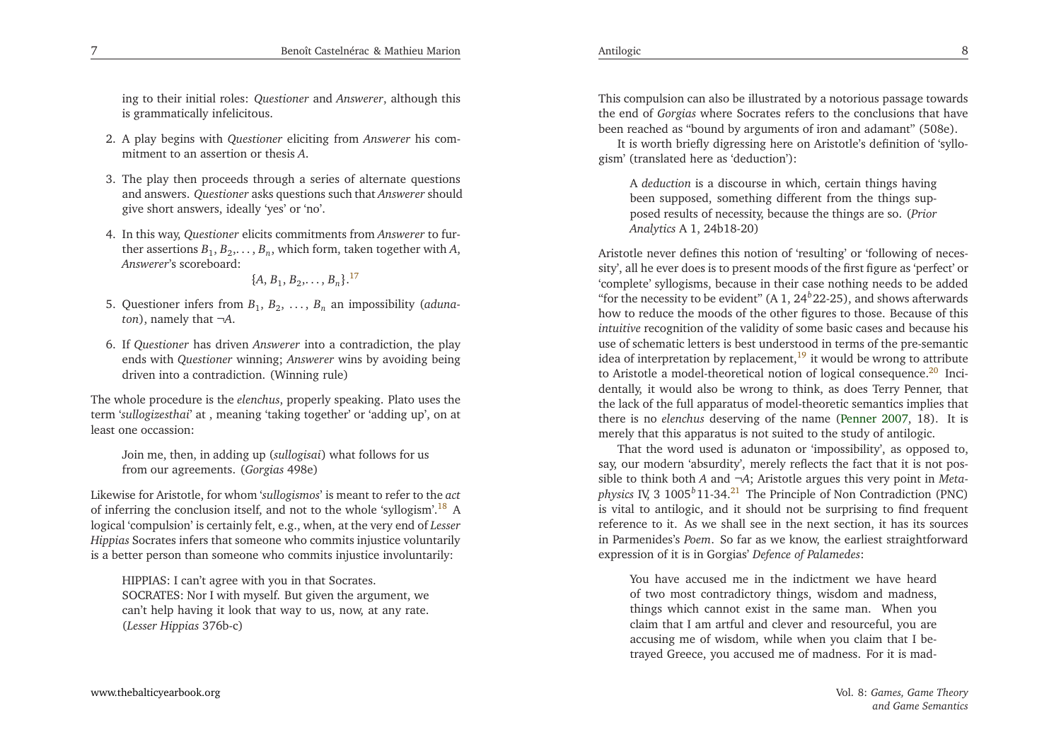ing to their initial roles: *Questioner* and *Answerer*, although this is grammatically infelicitous.

2. A play begins with *Questioner* eliciting from *Answerer* his commitment to an assertion or thesis $A$.

3. The play then proceeds through a series of alternate questions and answers. *Questioner* asks questions such that *Answerer* should give short answers, ideally 'yes' or 'no'.

4. In this way, *Questioner* elicits commitments from *Answerer* to further assertions $B_1, B_2, \ldots, B_n$, which form, taken together with $A$, *Answerer*'s scoreboard:

$$\{A, B_1, B_2, \ldots, B_n\}.$$[17]

5. Questioner infers from $B_1, B_2, \ldots, B_n$ an impossibility (*adunaton*), namely that $\neg A$.

6. If *Questioner* has driven *Answerer* into a contradiction, the play ends with *Questioner* winning; *Answerer* wins by avoiding being driven into a contradiction. (Winning rule)

The whole procedure is the *elenchus*, properly speaking. Plato uses the term '*sullogizesthai*' at , meaning 'taking together' or 'adding up', on at least one occassion:

> Join me, then, in adding up (*sullogisai*) what follows for us from our agreements. (*Gorgias* 498e)

Likewise for Aristotle, for whom '*sullogismos*' is meant to refer to the *act* of inferring the conclusion itself, and not to the whole 'syllogism'.[18] A logical 'compulsion' is certainly felt, e.g., when, at the very end of *Lesser Hippias* Socrates infers that someone who commits injustice voluntarily is a better person than someone who commits injustice involuntarily:

> HIPPIAS: I can't agree with you in that Socrates.
> SOCRATES: Nor I with myself. But given the argument, we can't help having it look that way to us, now, at any rate. (*Lesser Hippias* 376b-c)

This compulsion can also be illustrated by a notorious passage towards the end of *Gorgias* where Socrates refers to the conclusions that have been reached as "bound by arguments of iron and adamant" (508e).

It is worth briefly digressing here on Aristotle's definition of 'syllogism' (translated here as 'deduction'):

> A *deduction* is a discourse in which, certain things having been supposed, something different from the things supposed results of necessity, because the things are so. (*Prior Analytics* A 1, 24b18-20)

Aristotle never defines this notion of 'resulting' or 'following of necessity', all he ever does is to present moods of the first figure as 'perfect' or 'complete' syllogisms, because in their case nothing needs to be added "for the necessity to be evident" (A 1, $24^b$22-25), and shows afterwards how to reduce the moods of the other figures to those. Because of this *intuitive* recognition of the validity of some basic cases and because his use of schematic letters is best understood in terms of the pre-semantic idea of interpretation by replacement,[19] it would be wrong to attribute to Aristotle a model-theoretical notion of logical consequence.[20] Incidentally, it would also be wrong to think, as does Terry Penner, that the lack of the full apparatus of model-theoretic semantics implies that there is no *elenchus* deserving of the name (Penner 2007, 18). It is merely that this apparatus is not suited to the study of antilogic.

That the word used is adunaton or 'impossibility', as opposed to, say, our modern 'absurdity', merely reflects the fact that it is not possible to think both $A$ and $\neg A$; Aristotle argues this very point in *Metaphysics* IV, 3 $1005^b$11-34.[21] The Principle of Non Contradiction (PNC) is vital to antilogic, and it should not be surprising to find frequent reference to it. As we shall see in the next section, it has its sources in Parmenides's *Poem*. So far as we know, the earliest straightforward expression of it is in Gorgias' *Defence of Palamedes*:

> You have accused me in the indictment we have heard of two most contradictory things, wisdom and madness, things which cannot exist in the same man. When you claim that I am artful and clever and resourceful, you are accusing me of wisdom, while when you claim that I betrayed Greece, you accused me of madness. For it is mad-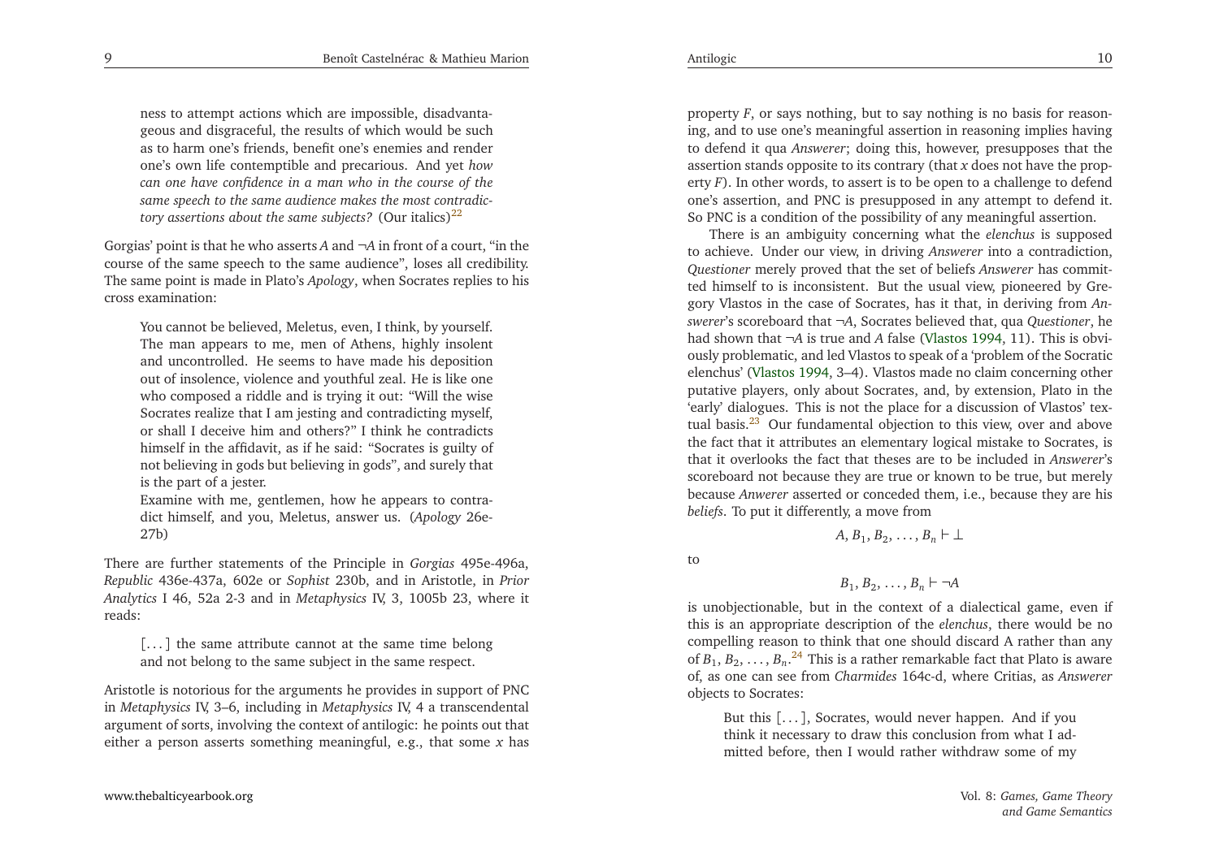ness to attempt actions which are impossible, disadvantageous and disgraceful, the results of which would be such as to harm one's friends, benefit one's enemies and render one's own life contemptible and precarious. And yet *how can one have confidence in a man who in the course of the same speech to the same audience makes the most contradictory assertions about the same subjects?* (Our italics)[22]

Gorgias' point is that he who asserts $A$ and $\neg A$ in front of a court, "in the course of the same speech to the same audience", loses all credibility. The same point is made in Plato's *Apology*, when Socrates replies to his cross examination:

> You cannot be believed, Meletus, even, I think, by yourself. The man appears to me, men of Athens, highly insolent and uncontrolled. He seems to have made his deposition out of insolence, violence and youthful zeal. He is like one who composed a riddle and is trying it out: "Will the wise Socrates realize that I am jesting and contradicting myself, or shall I deceive him and others?" I think he contradicts himself in the affidavit, as if he said: "Socrates is guilty of not believing in gods but believing in gods", and surely that is the part of a jester.
> Examine with me, gentlemen, how he appears to contradict himself, and you, Meletus, answer us. (*Apology* 26e-27b)

There are further statements of the Principle in *Gorgias* 495e-496a, *Republic* 436e-437a, 602e or *Sophist* 230b, and in Aristotle, in *Prior Analytics* I 46, 52a 2-3 and in *Metaphysics* IV, 3, 1005b 23, where it reads:

> [...] the same attribute cannot at the same time belong and not belong to the same subject in the same respect.

Aristotle is notorious for the arguments he provides in support of PNC in *Metaphysics* IV, 3–6, including in *Metaphysics* IV, 4 a transcendental argument of sorts, involving the context of antilogic: he points out that either a person asserts something meaningful, e.g., that some $x$ has property $F$, or says nothing, but to say nothing is no basis for reasoning, and to use one's meaningful assertion in reasoning implies having to defend it qua *Answerer*; doing this, however, presupposes that the assertion stands opposite to its contrary (that $x$ does not have the property $F$). In other words, to assert is to be open to a challenge to defend one's assertion, and PNC is presupposed in any attempt to defend it. So PNC is a condition of the possibility of any meaningful assertion.

There is an ambiguity concerning what the *elenchus* is supposed to achieve. Under our view, in driving *Answerer* into a contradiction, *Questioner* merely proved that the set of beliefs *Answerer* has committed himself to is inconsistent. But the usual view, pioneered by Gregory Vlastos in the case of Socrates, has it that, in deriving from *Answerer*'s scoreboard that $\neg A$, Socrates believed that, qua *Questioner*, he had shown that $\neg A$ is true and $A$ false (Vlastos 1994, 11). This is obviously problematic, and led Vlastos to speak of a 'problem of the Socratic elenchus' (Vlastos 1994, 3–4). Vlastos made no claim concerning other putative players, only about Socrates, and, by extension, Plato in the 'early' dialogues. This is not the place for a discussion of Vlastos' textual basis.[23] Our fundamental objection to this view, over and above the fact that it attributes an elementary logical mistake to Socrates, is that it overlooks the fact that theses are to be included in *Answerer*'s scoreboard not because they are true or known to be true, but merely because *Anwerer* asserted or conceded them, i.e., because they are his *beliefs*. To put it differently, a move from

$$A, B_1, B_2, \ldots, B_n \vdash \bot$$

to

$$B_1, B_2, \ldots, B_n \vdash \neg A$$

is unobjectionable, but in the context of a dialectical game, even if this is an appropriate description of the *elenchus*, there would be no compelling reason to think that one should discard A rather than any of $B_1, B_2, \ldots, B_n$.[24] This is a rather remarkable fact that Plato is aware of, as one can see from *Charmides* 164c-d, where Critias, as *Answerer* objects to Socrates:

> But this [...], Socrates, would never happen. And if you think it necessary to draw this conclusion from what I admitted before, then I would rather withdraw some of my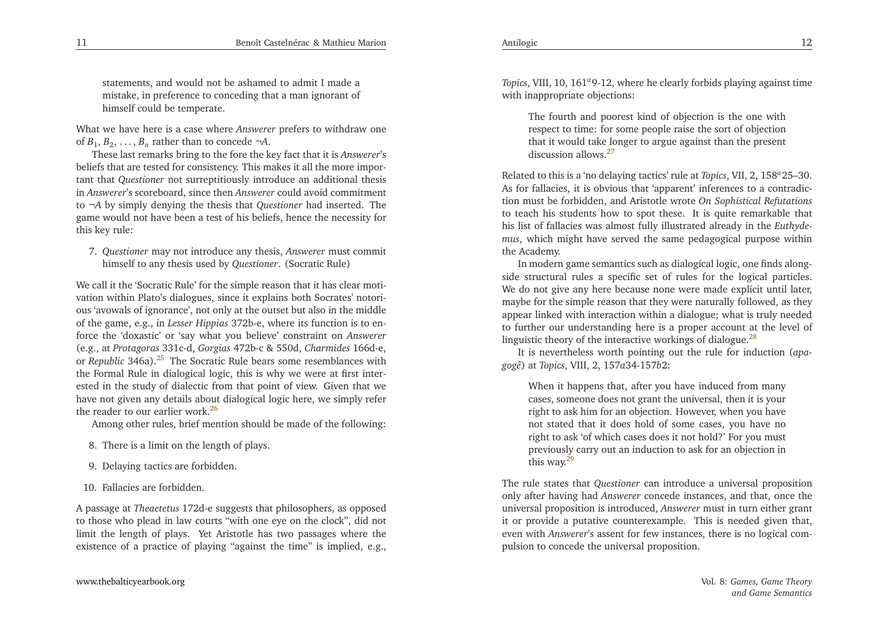statements, and would not be ashamed to admit I made a mistake, in preference to conceding that a man ignorant of himself could be temperate.

What we have here is a case where *Answerer* prefers to withdraw one of $B_1, B_2, \ldots, B_n$ rather than to concede $\neg A$.

These last remarks bring to the fore the key fact that it is *Answerer*'s beliefs that are tested for consistency. This makes it all the more important that *Questioner* not surreptitiously introduce an additional thesis in *Answerer*'s scoreboard, since then *Answerer* could avoid commitment to $\neg A$ by simply denying the thesis that *Questioner* had inserted. The game would not have been a test of his beliefs, hence the necessity for this key rule:

7. *Questioner* may not introduce any thesis, *Answerer* must commit himself to any thesis used by *Questioner*. (Socratic Rule)

We call it the 'Socratic Rule' for the simple reason that it has clear motivation within Plato's dialogues, since it explains both Socrates' notorious 'avowals of ignorance', not only at the outset but also in the middle of the game, e.g., in *Lesser Hippias* 372b-e, where its function is to enforce the 'doxastic' or 'say what you believe' constraint on *Answerer* (e.g., at *Protagoras* 331c-d, *Gorgias* 472b-c & 550d, *Charmides* 166d-e, or *Republic* 346a).[25] The Socratic Rule bears some resemblances with the Formal Rule in dialogical logic, this is why we were at first interested in the study of dialectic from that point of view. Given that we have not given any details about dialogical logic here, we simply refer the reader to our earlier work.[26]

Among other rules, brief mention should be made of the following:

8. There is a limit on the length of plays.
9. Delaying tactics are forbidden.
10. Fallacies are forbidden.

A passage at *Theaetetus* 172d-e suggests that philosophers, as opposed to those who plead in law courts "with one eye on the clock", did not limit the length of plays. Yet Aristotle has two passages where the existence of a practice of playing "against the time" is implied, e.g., *Topics*, VIII, 10, 161*a*9-12, where he clearly forbids playing against time with inappropriate objections:

> The fourth and poorest kind of objection is the one with respect to time: for some people raise the sort of objection that it would take longer to argue against than the present discussion allows.[27]

Related to this is a 'no delaying tactics' rule at *Topics*, VII, 2, 158*a*25–30. As for fallacies, it is obvious that 'apparent' inferences to a contradiction must be forbidden, and Aristotle wrote *On Sophistical Refutations* to teach his students how to spot these. It is quite remarkable that his list of fallacies was almost fully illustrated already in the *Euthydemus*, which might have served the same pedagogical purpose within the Academy.

In modern game semantics such as dialogical logic, one finds alongside structural rules a specific set of rules for the logical particles. We do not give any here because none were made explicit until later, maybe for the simple reason that they were naturally followed, as they appear linked with interaction within a dialogue; what is truly needed to further our understanding here is a proper account at the level of linguistic theory of the interactive workings of dialogue.[28]

It is nevertheless worth pointing out the rule for induction (*apagogê*) at *Topics*, VIII, 2, 157*a*34-157*b*2:

> When it happens that, after you have induced from many cases, someone does not grant the universal, then it is your right to ask him for an objection. However, when you have not stated that it does hold of some cases, you have no right to ask 'of which cases does it not hold?' For you must previously carry out an induction to ask for an objection in this way.[29]

The rule states that *Questioner* can introduce a universal proposition only after having had *Answerer* concede instances, and that, once the universal proposition is introduced, *Answerer* must in turn either grant it or provide a putative counterexample. This is needed given that, even with *Answerer*'s assent for few instances, there is no logical compulsion to concede the universal proposition.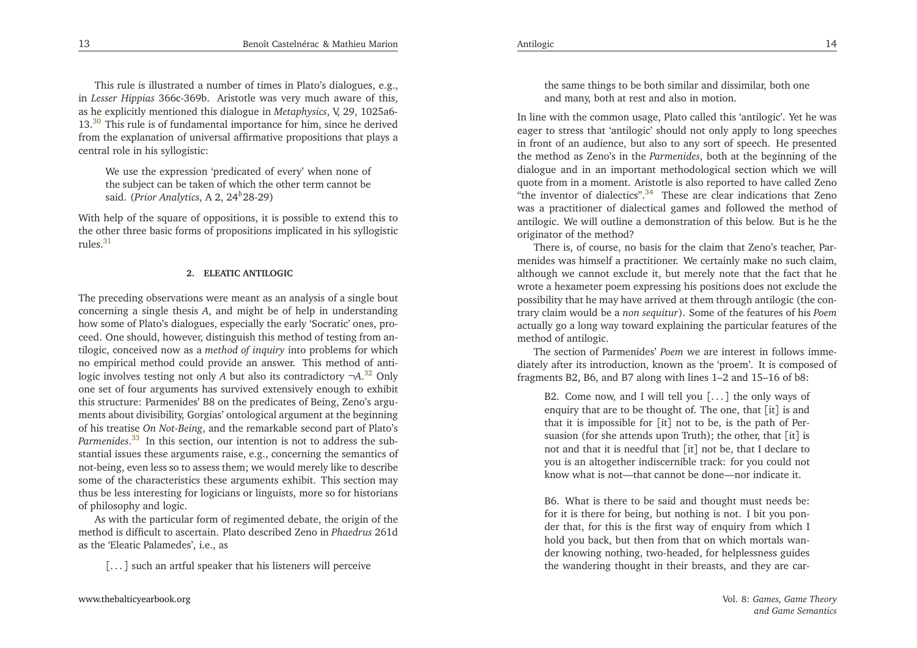This rule is illustrated a number of times in Plato's dialogues, e.g., in *Lesser Hippias* 366c-369b. Aristotle was very much aware of this, as he explicitly mentioned this dialogue in *Metaphysics*, V, 29, 1025a6-13.[30] This rule is of fundamental importance for him, since he derived from the explanation of universal affirmative propositions that plays a central role in his syllogistic:

> We use the expression 'predicated of every' when none of the subject can be taken of which the other term cannot be said. (*Prior Analytics*, A 2, 24$^b$28-29)

With help of the square of oppositions, it is possible to extend this to the other three basic forms of propositions implicated in his syllogistic rules.[31]

## 2. ELEATIC ANTILOGIC

The preceding observations were meant as an analysis of a single bout concerning a single thesis *A*, and might be of help in understanding how some of Plato's dialogues, especially the early 'Socratic' ones, proceed. One should, however, distinguish this method of testing from antilogic, conceived now as a *method of inquiry* into problems for which no empirical method could provide an answer. This method of antilogic involves testing not only *A* but also its contradictory $\neg A$.[32] Only one set of four arguments has survived extensively enough to exhibit this structure: Parmenides' B8 on the predicates of Being, Zeno's arguments about divisibility, Gorgias' ontological argument at the beginning of his treatise *On Not-Being*, and the remarkable second part of Plato's *Parmenides*.[33] In this section, our intention is not to address the substantial issues these arguments raise, e.g., concerning the semantics of not-being, even less so to assess them; we would merely like to describe some of the characteristics these arguments exhibit. This section may thus be less interesting for logicians or linguists, more so for historians of philosophy and logic.

As with the particular form of regimented debate, the origin of the method is difficult to ascertain. Plato described Zeno in *Phaedrus* 261d as the 'Eleatic Palamedes', i.e., as

> [...] such an artful speaker that his listeners will perceive the same things to be both similar and dissimilar, both one and many, both at rest and also in motion.

In line with the common usage, Plato called this 'antilogic'. Yet he was eager to stress that 'antilogic' should not only apply to long speeches in front of an audience, but also to any sort of speech. He presented the method as Zeno's in the *Parmenides*, both at the beginning of the dialogue and in an important methodological section which we will quote from in a moment. Aristotle is also reported to have called Zeno "the inventor of dialectics".[34] These are clear indications that Zeno was a practitioner of dialectical games and followed the method of antilogic. We will outline a demonstration of this below. But is he the originator of the method?

There is, of course, no basis for the claim that Zeno's teacher, Parmenides was himself a practitioner. We certainly make no such claim, although we cannot exclude it, but merely note that the fact that he wrote a hexameter poem expressing his positions does not exclude the possibility that he may have arrived at them through antilogic (the contrary claim would be a *non sequitur*). Some of the features of his *Poem* actually go a long way toward explaining the particular features of the method of antilogic.

The section of Parmenides' *Poem* we are interest in follows immediately after its introduction, known as the 'proem'. It is composed of fragments B2, B6, and B7 along with lines 1–2 and 15–16 of b8:

> B2. Come now, and I will tell you [...] the only ways of enquiry that are to be thought of. The one, that [it] is and that it is impossible for [it] not to be, is the path of Persuasion (for she attends upon Truth); the other, that [it] is not and that it is needful that [it] not be, that I declare to you is an altogether indiscernible track: for you could not know what is not—that cannot be done—nor indicate it.

> B6. What is there to be said and thought must needs be: for it is there for being, but nothing is not. I bit you ponder that, for this is the first way of enquiry from which I hold you back, but then from that on which mortals wander knowing nothing, two-headed, for helplessness guides the wandering thought in their breasts, and they are car-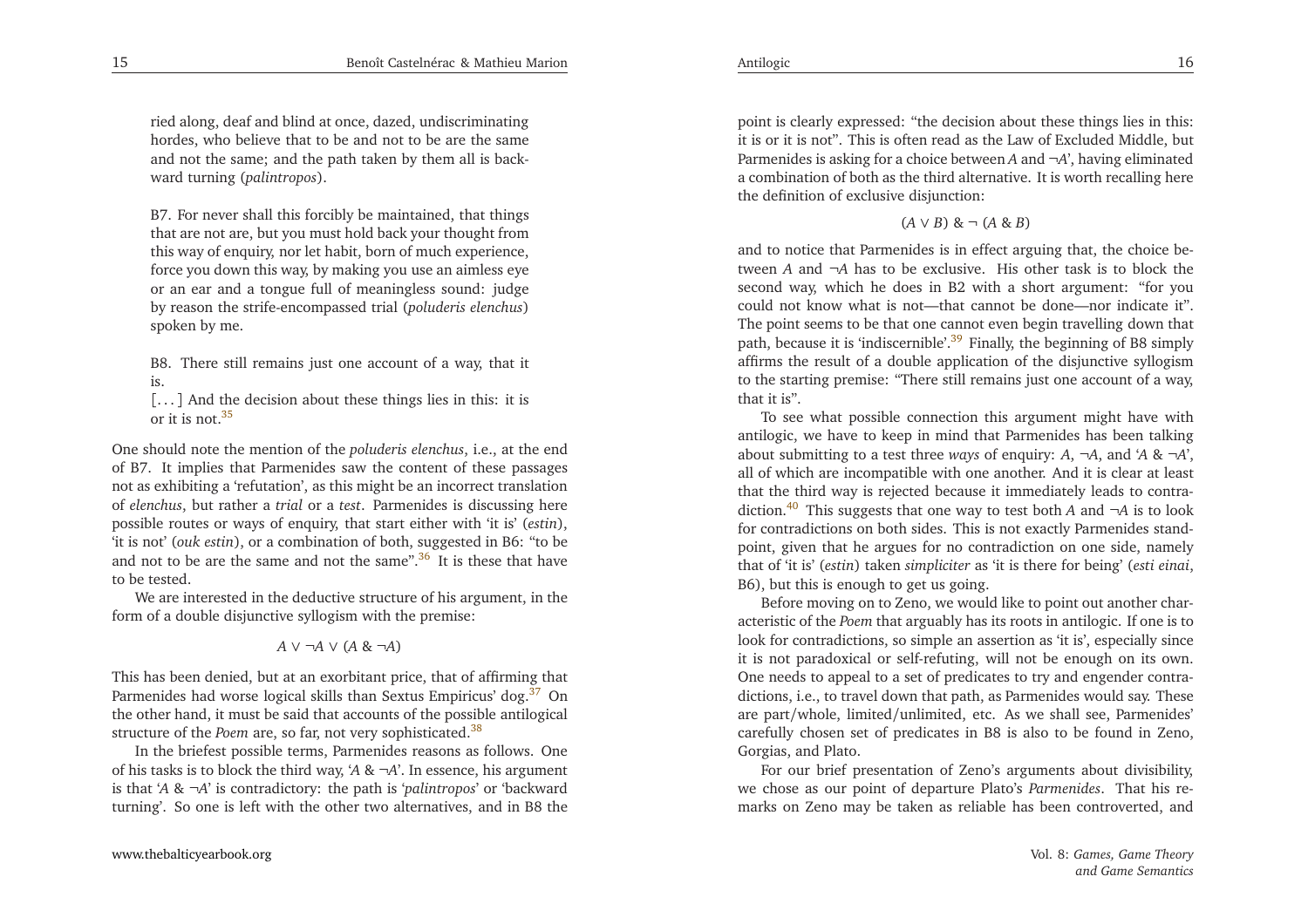ried along, deaf and blind at once, dazed, undiscriminating hordes, who believe that to be and not to be are the same and not the same; and the path taken by them all is backward turning (*palintropos*).

B7. For never shall this forcibly be maintained, that things that are not are, but you must hold back your thought from this way of enquiry, nor let habit, born of much experience, force you down this way, by making you use an aimless eye or an ear and a tongue full of meaningless sound: judge by reason the strife-encompassed trial (*poluderis elenchus*) spoken by me.

B8. There still remains just one account of a way, that it is.
[...] And the decision about these things lies in this: it is or it is not.[35]

One should note the mention of the *poluderis elenchus*, i.e., at the end of B7. It implies that Parmenides saw the content of these passages not as exhibiting a 'refutation', as this might be an incorrect translation of *elenchus*, but rather a *trial* or a *test*. Parmenides is discussing here possible routes or ways of enquiry, that start either with 'it is' (*estin*), 'it is not' (*ouk estin*), or a combination of both, suggested in B6: "to be and not to be are the same and not the same".[36] It is these that have to be tested.

We are interested in the deductive structure of his argument, in the form of a double disjunctive syllogism with the premise:

$$A \vee \neg A \vee (A \,\&\, \neg A)$$

This has been denied, but at an exorbitant price, that of affirming that Parmenides had worse logical skills than Sextus Empiricus' dog.[37] On the other hand, it must be said that accounts of the possible antilogical structure of the *Poem* are, so far, not very sophisticated.[38]

In the briefest possible terms, Parmenides reasons as follows. One of his tasks is to block the third way, '$A \,\&\, \neg A$'. In essence, his argument is that '$A \,\&\, \neg A$' is contradictory: the path is '*palintropos*' or 'backward turning'. So one is left with the other two alternatives, and in B8 the point is clearly expressed: "the decision about these things lies in this: it is or it is not". This is often read as the Law of Excluded Middle, but Parmenides is asking for a choice between $A$ and '$\neg A$', having eliminated a combination of both as the third alternative. It is worth recalling here the definition of exclusive disjunction:

$$(A \vee B) \,\&\, \neg\, (A \,\&\, B)$$

and to notice that Parmenides is in effect arguing that, the choice between $A$ and $\neg A$ has to be exclusive. His other task is to block the second way, which he does in B2 with a short argument: "for you could not know what is not—that cannot be done—nor indicate it". The point seems to be that one cannot even begin travelling down that path, because it is 'indiscernible'.[39] Finally, the beginning of B8 simply affirms the result of a double application of the disjunctive syllogism to the starting premise: "There still remains just one account of a way, that it is".

To see what possible connection this argument might have with antilogic, we have to keep in mind that Parmenides has been talking about submitting to a test three *ways* of enquiry: $A$, $\neg A$, and '$A \,\&\, \neg A$', all of which are incompatible with one another. And it is clear at least that the third way is rejected because it immediately leads to contradiction.[40] This suggests that one way to test both $A$ and $\neg A$ is to look for contradictions on both sides. This is not exactly Parmenides standpoint, given that he argues for no contradiction on one side, namely that of 'it is' (*estin*) taken *simpliciter* as 'it is there for being' (*esti einai*, B6), but this is enough to get us going.

Before moving on to Zeno, we would like to point out another characteristic of the *Poem* that arguably has its roots in antilogic. If one is to look for contradictions, so simple an assertion as 'it is', especially since it is not paradoxical or self-refuting, will not be enough on its own. One needs to appeal to a set of predicates to try and engender contradictions, i.e., to travel down that path, as Parmenides would say. These are part/whole, limited/unlimited, etc. As we shall see, Parmenides' carefully chosen set of predicates in B8 is also to be found in Zeno, Gorgias, and Plato.

For our brief presentation of Zeno's arguments about divisibility, we chose as our point of departure Plato's *Parmenides*. That his remarks on Zeno may be taken as reliable has been controverted, and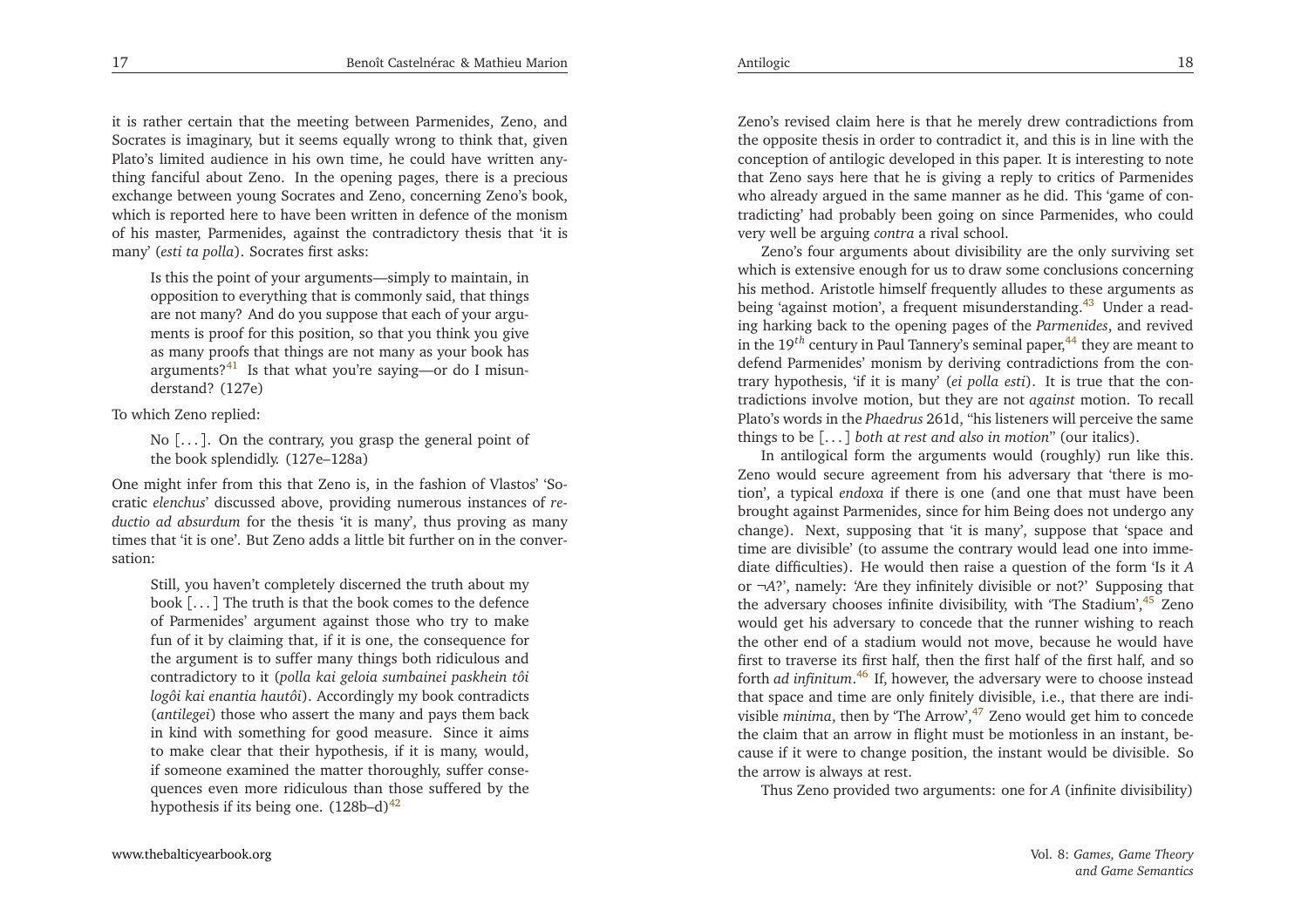it is rather certain that the meeting between Parmenides, Zeno, and Socrates is imaginary, but it seems equally wrong to think that, given Plato's limited audience in his own time, he could have written anything fanciful about Zeno. In the opening pages, there is a precious exchange between young Socrates and Zeno, concerning Zeno's book, which is reported here to have been written in defence of the monism of his master, Parmenides, against the contradictory thesis that 'it is many' (*esti ta polla*). Socrates first asks:

> Is this the point of your arguments—simply to maintain, in opposition to everything that is commonly said, that things are not many? And do you suppose that each of your arguments is proof for this position, so that you think you give as many proofs that things are not many as your book has arguments?[41] Is that what you're saying—or do I misunderstand? (127e)

To which Zeno replied:

> No [. . . ]. On the contrary, you grasp the general point of the book splendidly. (127e–128a)

One might infer from this that Zeno is, in the fashion of Vlastos' 'Socratic *elenchus*' discussed above, providing numerous instances of *reductio ad absurdum* for the thesis 'it is many', thus proving as many times that 'it is one'. But Zeno adds a little bit further on in the conversation:

> Still, you haven't completely discerned the truth about my book [. . . ] The truth is that the book comes to the defence of Parmenides' argument against those who try to make fun of it by claiming that, if it is one, the consequence for the argument is to suffer many things both ridiculous and contradictory to it (*polla kai geloia sumbainei paskhein tôi logôi kai enantia hautôi*). Accordingly my book contradicts (*antilegei*) those who assert the many and pays them back in kind with something for good measure. Since it aims to make clear that their hypothesis, if it is many, would, if someone examined the matter thoroughly, suffer consequences even more ridiculous than those suffered by the hypothesis if its being one. (128b–d)[42]

Zeno's revised claim here is that he merely drew contradictions from the opposite thesis in order to contradict it, and this is in line with the conception of antilogic developed in this paper. It is interesting to note that Zeno says here that he is giving a reply to critics of Parmenides who already argued in the same manner as he did. This 'game of contradicting' had probably been going on since Parmenides, who could very well be arguing *contra* a rival school.

Zeno's four arguments about divisibility are the only surviving set which is extensive enough for us to draw some conclusions concerning his method. Aristotle himself frequently alludes to these arguments as being 'against motion', a frequent misunderstanding.[43] Under a reading harking back to the opening pages of the *Parmenides*, and revived in the 19$^{th}$ century in Paul Tannery's seminal paper,[44] they are meant to defend Parmenides' monism by deriving contradictions from the contrary hypothesis, 'if it is many' (*ei polla esti*). It is true that the contradictions involve motion, but they are not *against* motion. To recall Plato's words in the *Phaedrus* 261d, "his listeners will perceive the same things to be [. . . ] *both at rest and also in motion*" (our italics).

In antilogical form the arguments would (roughly) run like this. Zeno would secure agreement from his adversary that 'there is motion', a typical *endoxa* if there is one (and one that must have been brought against Parmenides, since for him Being does not undergo any change). Next, supposing that 'it is many', suppose that 'space and time are divisible' (to assume the contrary would lead one into immediate difficulties). He would then raise a question of the form 'Is it $A$ or $\neg A$?', namely: 'Are they infinitely divisible or not?' Supposing that the adversary chooses infinite divisibility, with 'The Stadium',[45] Zeno would get his adversary to concede that the runner wishing to reach the other end of a stadium would not move, because he would have first to traverse its first half, then the first half of the first half, and so forth *ad infinitum*.[46] If, however, the adversary were to choose instead that space and time are only finitely divisible, i.e., that there are indivisible *minima*, then by 'The Arrow',[47] Zeno would get him to concede the claim that an arrow in flight must be motionless in an instant, because if it were to change position, the instant would be divisible. So the arrow is always at rest.

Thus Zeno provided two arguments: one for $A$ (infinite divisibility)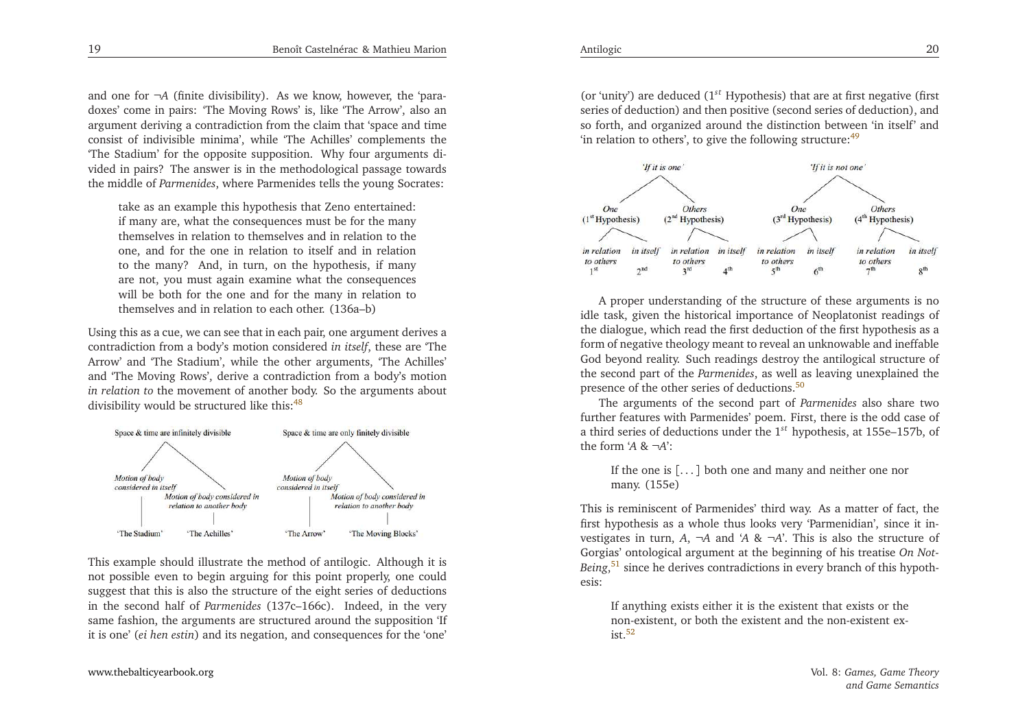and one for $\neg A$ (finite divisibility). As we know, however, the 'paradoxes' come in pairs: 'The Moving Rows' is, like 'The Arrow', also an argument deriving a contradiction from the claim that 'space and time consist of indivisible minima', while 'The Achilles' complements the 'The Stadium' for the opposite supposition. Why four arguments divided in pairs? The answer is in the methodological passage towards the middle of *Parmenides*, where Parmenides tells the young Socrates:

> take as an example this hypothesis that Zeno entertained: if many are, what the consequences must be for the many themselves in relation to themselves and in relation to the one, and for the one in relation to itself and in relation to the many? And, in turn, on the hypothesis, if many are not, you must again examine what the consequences will be both for the one and for the many in relation to themselves and in relation to each other. (136a–b)

Using this as a cue, we can see that in each pair, one argument derives a contradiction from a body's motion considered *in itself*, these are 'The Arrow' and 'The Stadium', while the other arguments, 'The Achilles' and 'The Moving Rows', derive a contradiction from a body's motion *in relation to* the movement of another body. So the arguments about divisibility would be structured like this:[48]

- Space & time are infinitely divisible
  - Motion of body considered in itself — 'The Stadium'
  - Motion of body considered in relation to another body — 'The Achilles'
- Space & time are only finitely divisible
  - Motion of body considered in itself — 'The Arrow'
  - Motion of body considered in relation to another body — 'The Moving Blocks'

This example should illustrate the method of antilogic. Although it is not possible even to begin arguing for this point properly, one could suggest that this is also the structure of the eight series of deductions in the second half of *Parmenides* (137c–166c). Indeed, in the very same fashion, the arguments are structured around the supposition 'If it is one' (*ei hen estin*) and its negation, and consequences for the 'one' (or 'unity') are deduced ($1^{st}$ Hypothesis) that are at first negative (first series of deduction) and then positive (second series of deduction), and so forth, and organized around the distinction between 'in itself' and 'in relation to others', to give the following structure:[49]

- 'If it is one'
  - One ($1^{st}$ Hypothesis)
    - in relation to others — $1^{st}$
    - in itself — $2^{nd}$
  - Others ($2^{nd}$ Hypothesis)
    - in relation to others — $3^{rd}$
    - in itself — $4^{th}$
- 'If it is not one'
  - One ($3^{rd}$ Hypothesis)
    - in relation to others — $5^{th}$
    - in itself — $6^{th}$
  - Others ($4^{th}$ Hypothesis)
    - in relation to others — $7^{th}$
    - in itself — $8^{th}$

A proper understanding of the structure of these arguments is no idle task, given the historical importance of Neoplatonist readings of the dialogue, which read the first deduction of the first hypothesis as a form of negative theology meant to reveal an unknowable and ineffable God beyond reality. Such readings destroy the antilogical structure of the second part of the *Parmenides*, as well as leaving unexplained the presence of the other series of deductions.[50]

The arguments of the second part of *Parmenides* also share two further features with Parmenides' poem. First, there is the odd case of a third series of deductions under the $1^{st}$ hypothesis, at 155e–157b, of the form '$A$ & $\neg A$':

> If the one is [. . . ] both one and many and neither one nor many. (155e)

This is reminiscent of Parmenides' third way. As a matter of fact, the first hypothesis as a whole thus looks very 'Parmenidian', since it investigates in turn, $A$, $\neg A$ and '$A$ & $\neg A$'. This is also the structure of Gorgias' ontological argument at the beginning of his treatise *On Not-Being*,[51] since he derives contradictions in every branch of this hypothesis:

> If anything exists either it is the existent that exists or the non-existent, or both the existent and the non-existent exist.[52]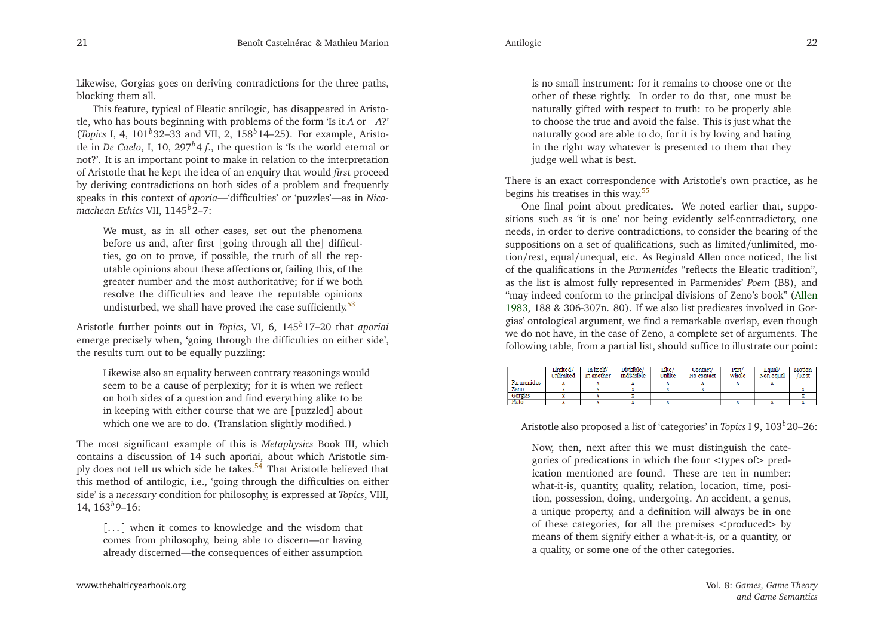Likewise, Gorgias goes on deriving contradictions for the three paths, blocking them all.

This feature, typical of Eleatic antilogic, has disappeared in Aristotle, who has bouts beginning with problems of the form 'Is it $A$ or $\neg A$?' (*Topics* I, 4, 101$^b$32–33 and VII, 2, 158$^b$14–25). For example, Aristotle in *De Caelo*, I, 10, 297$^b$4 *f.*, the question is 'Is the world eternal or not?'. It is an important point to make in relation to the interpretation of Aristotle that he kept the idea of an enquiry that would *first* proceed by deriving contradictions on both sides of a problem and frequently speaks in this context of *aporia*—'difficulties' or 'puzzles'—as in *Nicomachean Ethics* VII, 1145$^b$2–7:

> We must, as in all other cases, set out the phenomena before us and, after first [going through all the] difficulties, go on to prove, if possible, the truth of all the reputable opinions about these affections or, failing this, of the greater number and the most authoritative; for if we both resolve the difficulties and leave the reputable opinions undisturbed, we shall have proved the case sufficiently.[53]

Aristotle further points out in *Topics*, VI, 6, 145$^b$17–20 that *aporiai* emerge precisely when, 'going through the difficulties on either side', the results turn out to be equally puzzling:

> Likewise also an equality between contrary reasonings would seem to be a cause of perplexity; for it is when we reflect on both sides of a question and find everything alike to be in keeping with either course that we are [puzzled] about which one we are to do. (Translation slightly modified.)

The most significant example of this is *Metaphysics* Book III, which contains a discussion of 14 such aporiai, about which Aristotle simply does not tell us which side he takes.[54] That Aristotle believed that this method of antilogic, i.e., 'going through the difficulties on either side' is a *necessary* condition for philosophy, is expressed at *Topics*, VIII, 14, 163$^b$9–16:

> [. . . ] when it comes to knowledge and the wisdom that comes from philosophy, being able to discern—or having already discerned—the consequences of either assumption is no small instrument: for it remains to choose one or the other of these rightly. In order to do that, one must be naturally gifted with respect to truth: to be properly able to choose the true and avoid the false. This is just what the naturally good are able to do, for it is by loving and hating in the right way whatever is presented to them that they judge well what is best.

There is an exact correspondence with Aristotle's own practice, as he begins his treatises in this way.[55]

One final point about predicates. We noted earlier that, suppositions such as 'it is one' not being evidently self-contradictory, one needs, in order to derive contradictions, to consider the bearing of the suppositions on a set of qualifications, such as limited/unlimited, motion/rest, equal/unequal, etc. As Reginald Allen once noticed, the list of the qualifications in the *Parmenides* "reflects the Eleatic tradition", as the list is almost fully represented in Parmenides' *Poem* (B8), and "may indeed conform to the principal divisions of Zeno's book" (Allen 1983, 188 & 306-307n. 80). If we also list predicates involved in Gorgias' ontological argument, we find a remarkable overlap, even though we do not have, in the case of Zeno, a complete set of arguments. The following table, from a partial list, should suffice to illustrate our point:

| | Limited/ Unlimited | In itself/ In another | Divisible/ Indivisible | Like/ Unlike | Contact/ No contact | Part/ Whole | Equal/ Non equal | Motion /Rest |
|---|---|---|---|---|---|---|---|---|
| Parmenides | x | x | x | x | x | x | x | |
| Zeno | x | x | x | x | x | | | x |
| Gorgias | x | x | x | | | | | x |
| Plato | x | x | x | x | | x | x | x |

Aristotle also proposed a list of 'categories' in *Topics* I 9, 103$^b$20–26:

> Now, then, next after this we must distinguish the categories of predications in which the four <types of> predication mentioned are found. These are ten in number: what-it-is, quantity, quality, relation, location, time, position, possession, doing, undergoing. An accident, a genus, a unique property, and a definition will always be in one of these categories, for all the premises <produced> by means of them signify either a what-it-is, or a quantity, or a quality, or some one of the other categories.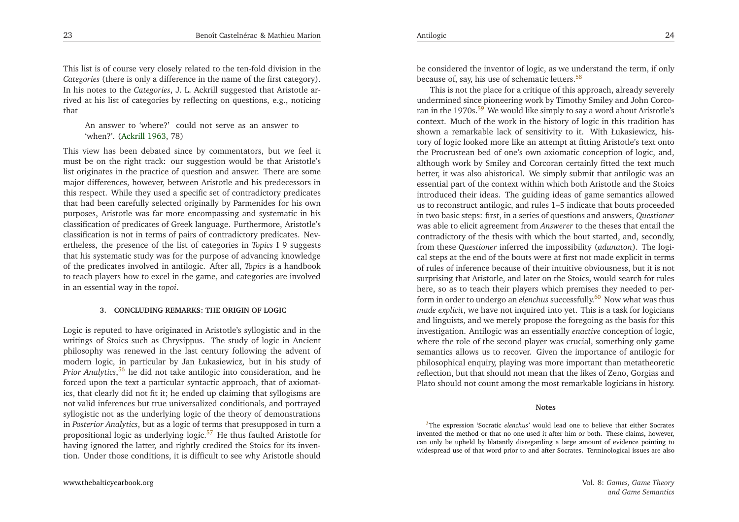This list is of course very closely related to the ten-fold division in the *Categories* (there is only a difference in the name of the first category). In his notes to the *Categories*, J. L. Ackrill suggested that Aristotle arrived at his list of categories by reflecting on questions, e.g., noticing that

> An answer to 'where?' could not serve as an answer to 'when?'. (Ackrill 1963, 78)

This view has been debated since by commentators, but we feel it must be on the right track: our suggestion would be that Aristotle's list originates in the practice of question and answer. There are some major differences, however, between Aristotle and his predecessors in this respect. While they used a specific set of contradictory predicates that had been carefully selected originally by Parmenides for his own purposes, Aristotle was far more encompassing and systematic in his classification of predicates of Greek language. Furthermore, Aristotle's classification is not in terms of pairs of contradictory predicates. Nevertheless, the presence of the list of categories in *Topics* I 9 suggests that his systematic study was for the purpose of advancing knowledge of the predicates involved in antilogic. After all, *Topics* is a handbook to teach players how to excel in the game, and categories are involved in an essential way in the *topoi*.

## 3. CONCLUDING REMARKS: THE ORIGIN OF LOGIC

Logic is reputed to have originated in Aristotle's syllogistic and in the writings of Stoics such as Chrysippus. The study of logic in Ancient philosophy was renewed in the last century following the advent of modern logic, in particular by Jan Łukasiewicz, but in his study of *Prior Analytics*,[56] he did not take antilogic into consideration, and he forced upon the text a particular syntactic approach, that of axiomatics, that clearly did not fit it; he ended up claiming that syllogisms are not valid inferences but true universalized conditionals, and portrayed syllogistic not as the underlying logic of the theory of demonstrations in *Posterior Analytics*, but as a logic of terms that presupposed in turn a propositional logic as underlying logic.[57] He thus faulted Aristotle for having ignored the latter, and rightly credited the Stoics for its invention. Under those conditions, it is difficult to see why Aristotle should be considered the inventor of logic, as we understand the term, if only because of, say, his use of schematic letters.[58]

This is not the place for a critique of this approach, already severely undermined since pioneering work by Timothy Smiley and John Corcoran in the 1970s.[59] We would like simply to say a word about Aristotle's context. Much of the work in the history of logic in this tradition has shown a remarkable lack of sensitivity to it. With Łukasiewicz, history of logic looked more like an attempt at fitting Aristotle's text onto the Procrustean bed of one's own axiomatic conception of logic, and, although work by Smiley and Corcoran certainly fitted the text much better, it was also ahistorical. We simply submit that antilogic was an essential part of the context within which both Aristotle and the Stoics introduced their ideas. The guiding ideas of game semantics allowed us to reconstruct antilogic, and rules 1–5 indicate that bouts proceeded in two basic steps: first, in a series of questions and answers, *Questioner* was able to elicit agreement from *Answerer* to the theses that entail the contradictory of the thesis with which the bout started, and, secondly, from these *Questioner* inferred the impossibility (*adunaton*). The logical steps at the end of the bouts were at first not made explicit in terms of rules of inference because of their intuitive obviousness, but it is not surprising that Aristotle, and later on the Stoics, would search for rules here, so as to teach their players which premises they needed to perform in order to undergo an *elenchus* successfully.[60] Now what was thus *made explicit*, we have not inquired into yet. This is a task for logicians and linguists, and we merely propose the foregoing as the basis for this investigation. Antilogic was an essentially *enactive* conception of logic, where the role of the second player was crucial, something only game semantics allows us to recover. Given the importance of antilogic for philosophical enquiry, playing was more important than metatheoretic reflection, but that should not mean that the likes of Zeno, Gorgias and Plato should not count among the most remarkable logicians in history.

### Notes

[1]The expression 'Socratic *elenchus*' would lead one to believe that either Socrates invented the method or that no one used it after him or both. These claims, however, can only be upheld by blatantly disregarding a large amount of evidence pointing to widespread use of that word prior to and after Socrates. Terminological issues are also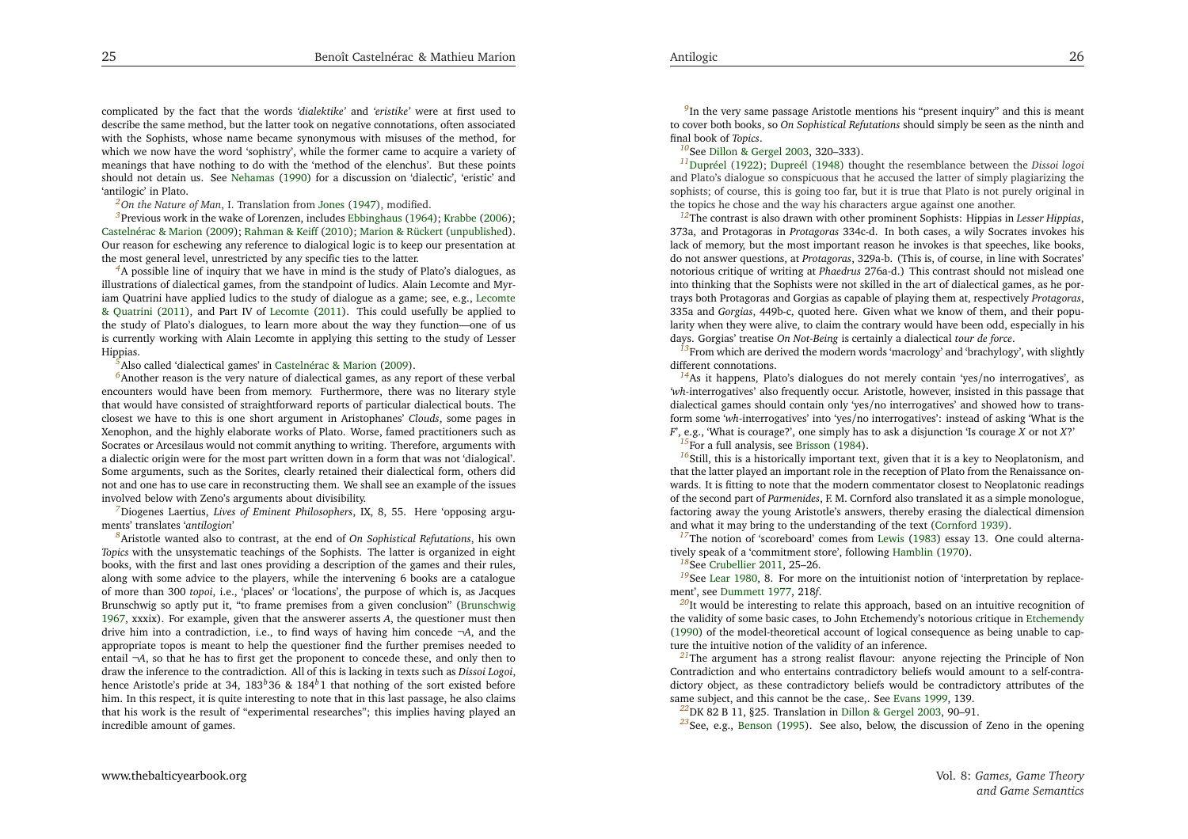complicated by the fact that the words *'dialektike'* and *'eristike'* were at first used to describe the same method, but the latter took on negative connotations, often associated with the Sophists, whose name became synonymous with misuses of the method, for which we now have the word 'sophistry', while the former came to acquire a variety of meanings that have nothing to do with the 'method of the elenchus'. But these points should not detain us. See Nehamas (1990) for a discussion on 'dialectic', 'eristic' and 'antilogic' in Plato.

[2] *On the Nature of Man*, I. Translation from Jones (1947), modified.

[3] Previous work in the wake of Lorenzen, includes Ebbinghaus (1964); Krabbe (2006); Castelnérac & Marion (2009); Rahman & Keiff (2010); Marion & Rückert (unpublished). Our reason for eschewing any reference to dialogical logic is to keep our presentation at the most general level, unrestricted by any specific ties to the latter.

[4] A possible line of inquiry that we have in mind is the study of Plato's dialogues, as illustrations of dialectical games, from the standpoint of ludics. Alain Lecomte and Myriam Quatrini have applied ludics to the study of dialogue as a game; see, e.g., Lecomte & Quatrini (2011), and Part IV of Lecomte (2011). This could usefully be applied to the study of Plato's dialogues, to learn more about the way they function—one of us is currently working with Alain Lecomte in applying this setting to the study of Lesser Hippias.

[5] Also called 'dialectical games' in Castelnérac & Marion (2009).

[6] Another reason is the very nature of dialectical games, as any report of these verbal encounters would have been from memory. Furthermore, there was no literary style that would have consisted of straightforward reports of particular dialectical bouts. The closest we have to this is one short argument in Aristophanes' *Clouds*, some pages in Xenophon, and the highly elaborate works of Plato. Worse, famed practitioners such as Socrates or Arcesilaus would not commit anything to writing. Therefore, arguments with a dialectic origin were for the most part written down in a form that was not 'dialogical'. Some arguments, such as the Sorites, clearly retained their dialectical form, others did not and one has to use care in reconstructing them. We shall see an example of the issues involved below with Zeno's arguments about divisibility.

[7] Diogenes Laertius, *Lives of Eminent Philosophers*, IX, 8, 55. Here 'opposing arguments' translates '*antilogion*'

[8] Aristotle wanted also to contrast, at the end of *On Sophistical Refutations*, his own *Topics* with the unsystematic teachings of the Sophists. The latter is organized in eight books, with the first and last ones providing a description of the games and their rules, along with some advice to the players, while the intervening 6 books are a catalogue of more than 300 *topoi*, i.e., 'places' or 'locations', the purpose of which is, as Jacques Brunschwig so aptly put it, "to frame premises from a given conclusion" (Brunschwig 1967, xxxix). For example, given that the answerer asserts $A$, the questioner must then drive him into a contradiction, i.e., to find ways of having him concede $\neg A$, and the appropriate topos is meant to help the questioner find the further premises needed to entail $\neg A$, so that he has to first get the proponent to concede these, and only then to draw the inference to the contradiction. All of this is lacking in texts such as *Dissoi Logoi*, hence Aristotle's pride at 34, $183^b36$ & $184^b1$ that nothing of the sort existed before him. In this respect, it is quite interesting to note that in this last passage, he also claims that his work is the result of "experimental researches"; this implies having played an incredible amount of games.

[9] In the very same passage Aristotle mentions his "present inquiry" and this is meant to cover both books, so *On Sophistical Refutations* should simply be seen as the ninth and final book of *Topics*.

[10] See Dillon & Gergel 2003, 320–333).

[11] Dupréel (1922); Dupreél (1948) thought the resemblance between the *Dissoi logoi* and Plato's dialogue so conspicuous that he accused the latter of simply plagiarizing the sophists; of course, this is going too far, but it is true that Plato is not purely original in the topics he chose and the way his characters argue against one another.

[12] The contrast is also drawn with other prominent Sophists: Hippias in *Lesser Hippias*, 373a, and Protagoras in *Protagoras* 334c-d. In both cases, a wily Socrates invokes his lack of memory, but the most important reason he invokes is that speeches, like books, do not answer questions, at *Protagoras*, 329a-b. (This is, of course, in line with Socrates' notorious critique of writing at *Phaedrus* 276a-d.) This contrast should not mislead one into thinking that the Sophists were not skilled in the art of dialectical games, as he portrays both Protagoras and Gorgias as capable of playing them at, respectively *Protagoras*, 335a and *Gorgias*, 449b-c, quoted here. Given what we know of them, and their popularity when they were alive, to claim the contrary would have been odd, especially in his days. Gorgias' treatise *On Not-Being* is certainly a dialectical *tour de force*.

[13] From which are derived the modern words 'macrology' and 'brachylogy', with slightly different connotations.

[14] As it happens, Plato's dialogues do not merely contain 'yes/no interrogatives', as '*wh*-interrogatives' also frequently occur. Aristotle, however, insisted in this passage that dialectical games should contain only 'yes/no interrogatives' and showed how to transform some '*wh*-interrogatives' into 'yes/no interrogatives': instead of asking 'What is the $F$', e.g., 'What is courage?', one simply has to ask a disjunction 'Is courage $X$ or not $X$?'

[15] For a full analysis, see Brisson (1984).

[16] Still, this is a historically important text, given that it is a key to Neoplatonism, and that the latter played an important role in the reception of Plato from the Renaissance onwards. It is fitting to note that the modern commentator closest to Neoplatonic readings of the second part of *Parmenides*, F. M. Cornford also translated it as a simple monologue, factoring away the young Aristotle's answers, thereby erasing the dialectical dimension and what it may bring to the understanding of the text (Cornford 1939).

[17] The notion of 'scoreboard' comes from Lewis (1983) essay 13. One could alternatively speak of a 'commitment store', following Hamblin (1970).

[18] See Crubellier 2011, 25–26.

[19] See Lear 1980, 8. For more on the intuitionist notion of 'interpretation by replacement', see Dummett 1977, 218*f*.

[20] It would be interesting to relate this approach, based on an intuitive recognition of the validity of some basic cases, to John Etchemendy's notorious critique in Etchemendy (1990) of the model-theoretical account of logical consequence as being unable to capture the intuitive notion of the validity of an inference.

[21] The argument has a strong realist flavour: anyone rejecting the Principle of Non Contradiction and who entertains contradictory beliefs would amount to a self-contradictory object, as these contradictory beliefs would be contradictory attributes of the same subject, and this cannot be the case,. See Evans 1999, 139.

[22] DK 82 B 11, §25. Translation in Dillon & Gergel 2003, 90–91.

[23] See, e.g., Benson (1995). See also, below, the discussion of Zeno in the opening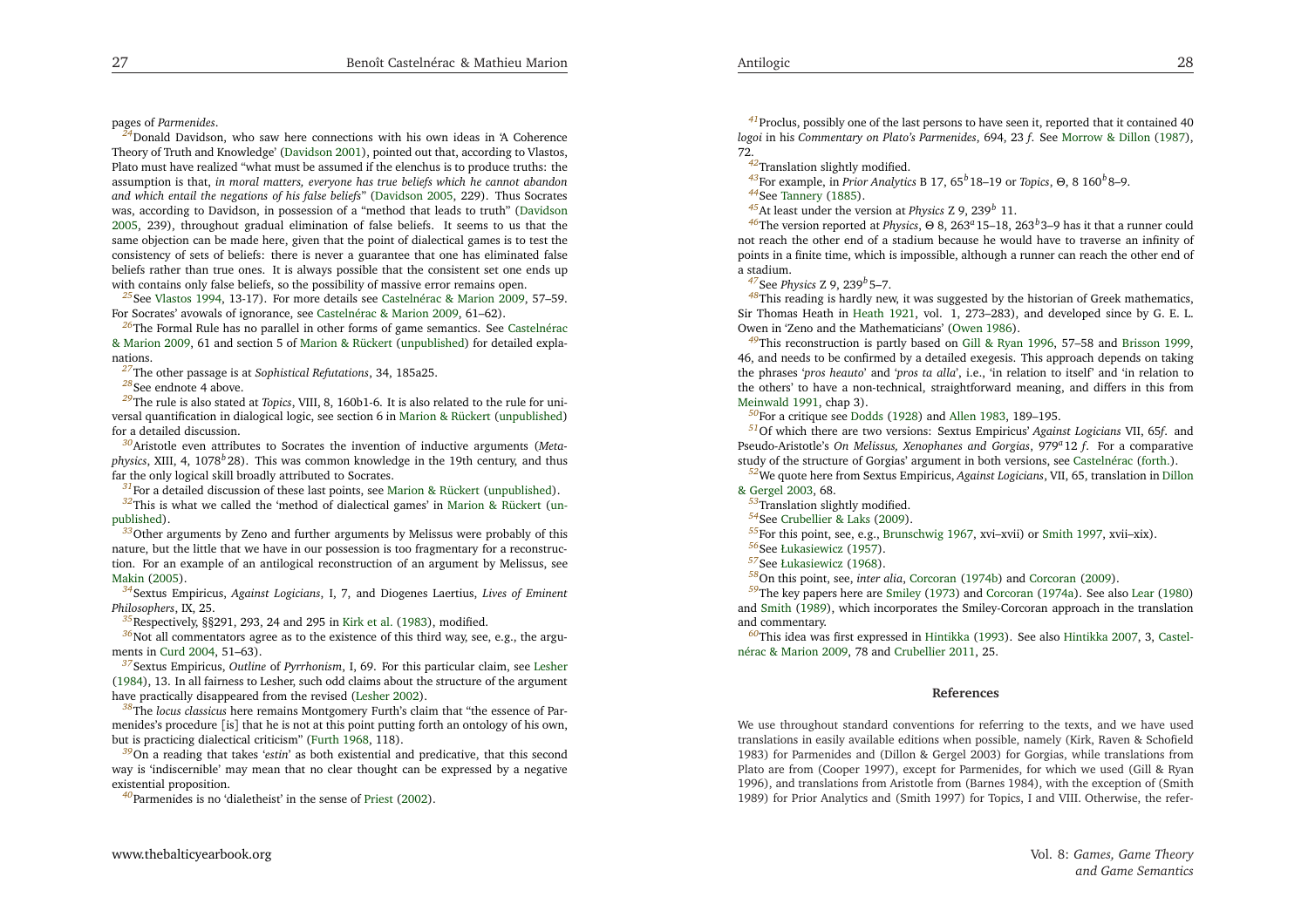pages of *Parmenides*.

[24]Donald Davidson, who saw here connections with his own ideas in 'A Coherence Theory of Truth and Knowledge' (Davidson 2001), pointed out that, according to Vlastos, Plato must have realized "what must be assumed if the elenchus is to produce truths: the assumption is that, *in moral matters, everyone has true beliefs which he cannot abandon and which entail the negations of his false beliefs*" (Davidson 2005, 229). Thus Socrates was, according to Davidson, in possession of a "method that leads to truth" (Davidson 2005, 239), throughout gradual elimination of false beliefs. It seems to us that the same objection can be made here, given that the point of dialectical games is to test the consistency of sets of beliefs: there is never a guarantee that one has eliminated false beliefs rather than true ones. It is always possible that the consistent set one ends up with contains only false beliefs, so the possibility of massive error remains open.

[25]See Vlastos 1994, 13-17). For more details see Castelnérac & Marion 2009, 57–59. For Socrates' avowals of ignorance, see Castelnérac & Marion 2009, 61–62).

[26]The Formal Rule has no parallel in other forms of game semantics. See Castelnérac & Marion 2009, 61 and section 5 of Marion & Rückert (unpublished) for detailed explanations.

[27]The other passage is at *Sophistical Refutations*, 34, 185a25.

[28]See endnote 4 above.

[29]The rule is also stated at *Topics*, VIII, 8, 160b1-6. It is also related to the rule for universal quantification in dialogical logic, see section 6 in Marion & Rückert (unpublished) for a detailed discussion.

[30]Aristotle even attributes to Socrates the invention of inductive arguments (*Metaphysics*, XIII, 4, 1078$^b$28). This was common knowledge in the 19th century, and thus far the only logical skill broadly attributed to Socrates.

[31]For a detailed discussion of these last points, see Marion & Rückert (unpublished).

[32]This is what we called the 'method of dialectical games' in Marion & Rückert (unpublished).

[33]Other arguments by Zeno and further arguments by Melissus were probably of this nature, but the little that we have in our possession is too fragmentary for a reconstruction. For an example of an antilogical reconstruction of an argument by Melissus, see Makin (2005).

[34]Sextus Empiricus, *Against Logicians*, I, 7, and Diogenes Laertius, *Lives of Eminent Philosophers*, IX, 25.

[35]Respectively, §§291, 293, 24 and 295 in Kirk et al. (1983), modified.

[36]Not all commentators agree as to the existence of this third way, see, e.g., the arguments in Curd 2004, 51–63).

[37]Sextus Empiricus, *Outline of Pyrrhonism*, I, 69. For this particular claim, see Lesher (1984), 13. In all fairness to Lesher, such odd claims about the structure of the argument have practically disappeared from the revised (Lesher 2002).

[38]The *locus classicus* here remains Montgomery Furth's claim that "the essence of Parmenides's procedure [is] that he is not at this point putting forth an ontology of his own, but is practicing dialectical criticism" (Furth 1968, 118).

[39]On a reading that takes '*estin*' as both existential and predicative, that this second way is 'indiscernible' may mean that no clear thought can be expressed by a negative existential proposition.

[40]Parmenides is no 'dialetheist' in the sense of Priest (2002).

[41]Proclus, possibly one of the last persons to have seen it, reported that it contained 40 *logoi* in his *Commentary on Plato's Parmenides*, 694, 23 *f*. See Morrow & Dillon (1987), 72.

[42]Translation slightly modified.

[43]For example, in *Prior Analytics* B 17, 65$^b$18–19 or *Topics*, Θ, 8 160$^b$8–9.

[44]See Tannery (1885).

[45]At least under the version at *Physics* Z 9, 239$^b$ 11.

[46]The version reported at *Physics*, Θ 8, 263$^a$15–18, 263$^b$3–9 has it that a runner could not reach the other end of a stadium because he would have to traverse an infinity of points in a finite time, which is impossible, although a runner can reach the other end of a stadium.

[47]See *Physics* Z 9, 239$^b$5–7.

[48]This reading is hardly new, it was suggested by the historian of Greek mathematics, Sir Thomas Heath in Heath 1921, vol. 1, 273–283), and developed since by G. E. L. Owen in 'Zeno and the Mathematicians' (Owen 1986).

[49]This reconstruction is partly based on Gill & Ryan 1996, 57–58 and Brisson 1999, 46, and needs to be confirmed by a detailed exegesis. This approach depends on taking the phrases '*pros heauto*' and '*pros ta alla*', i.e., 'in relation to itself' and 'in relation to the others' to have a non-technical, straightforward meaning, and differs in this from Meinwald 1991, chap 3).

[50]For a critique see Dodds (1928) and Allen 1983, 189–195.

[51]Of which there are two versions: Sextus Empiricus' *Against Logicians* VII, 65*f*. and Pseudo-Aristotle's *On Melissus, Xenophanes and Gorgias*, 979$^a$12 *f*. For a comparative study of the structure of Gorgias' argument in both versions, see Castelnérac (forth.).

[52]We quote here from Sextus Empiricus, *Against Logicians*, VII, 65, translation in Dillon & Gergel 2003, 68.

[53]Translation slightly modified.

[54]See Crubellier & Labs (2009).

[55]For this point, see, e.g., Brunschwig 1967, xvi–xvii) or Smith 1997, xvii–xix).

[56]See Łukasiewicz (1957).

[57]See Łukasiewicz (1968).

[58]On this point, see, *inter alia*, Corcoran (1974b) and Corcoran (2009).

[59]The key papers here are Smiley (1973) and Corcoran (1974a). See also Lear (1980) and Smith (1989), which incorporates the Smiley-Corcoran approach in the translation and commentary.

[60]This idea was first expressed in Hintikka (1993). See also Hintikka 2007, 3, Castelnérac & Marion 2009, 78 and Crubellier 2011, 25.

## References

We use throughout standard conventions for referring to the texts, and we have used translations in easily available editions when possible, namely (Kirk, Raven & Schofield 1983) for Parmenides and (Dillon & Gergel 2003) for Gorgias, while translations from Plato are from (Cooper 1997), except for Parmenides, for which we used (Gill & Ryan 1996), and translations from Aristotle from (Barnes 1984), with the exception of (Smith 1989) for Prior Analytics and (Smith 1997) for Topics, I and VIII. Otherwise, the refer-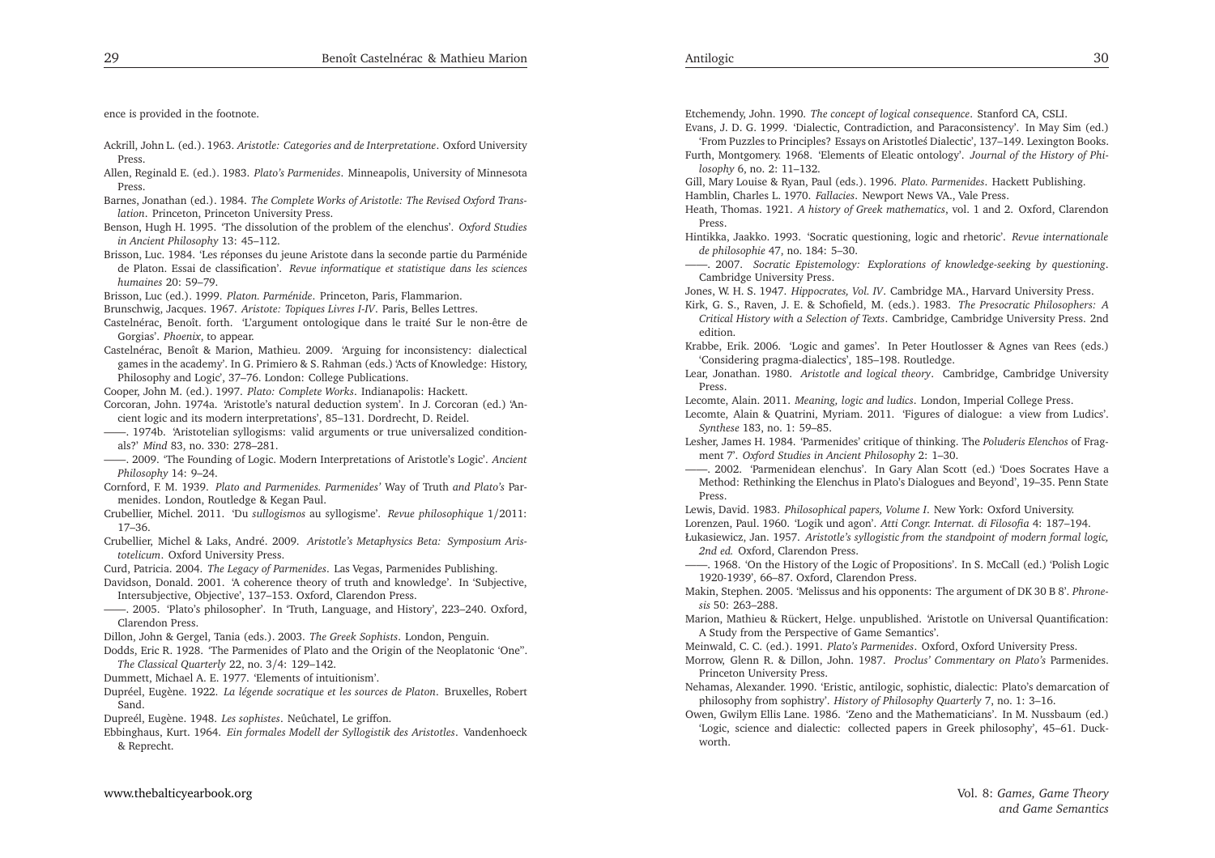ence is provided in the footnote.

Ackrill, John L. (ed.). 1963. *Aristotle: Categories and de Interpretatione*. Oxford University Press.

Allen, Reginald E. (ed.). 1983. *Plato's Parmenides*. Minneapolis, University of Minnesota Press.

Barnes, Jonathan (ed.). 1984. *The Complete Works of Aristotle: The Revised Oxford Translation*. Princeton, Princeton University Press.

Benson, Hugh H. 1995. 'The dissolution of the problem of the elenchus'. *Oxford Studies in Ancient Philosophy* 13: 45–112.

Brisson, Luc. 1984. 'Les réponses du jeune Aristote dans la seconde partie du Parménide de Platon. Essai de classification'. *Revue informatique et statistique dans les sciences humaines* 20: 59–79.

Brisson, Luc (ed.). 1999. *Platon. Parménide*. Princeton, Paris, Flammarion.

Brunschwig, Jacques. 1967. *Aristote: Topiques Livres I-IV*. Paris, Belles Lettres.

Castelnérac, Benoît. forth. 'L'argument ontologique dans le traité Sur le non-être de Gorgias'. *Phoenix*, to appear.

Castelnérac, Benoît & Marion, Mathieu. 2009. 'Arguing for inconsistency: dialectical games in the academy'. In G. Primiero & S. Rahman (eds.) 'Acts of Knowledge: History, Philosophy and Logic', 37–76. London: College Publications.

Cooper, John M. (ed.). 1997. *Plato: Complete Works*. Indianapolis: Hackett.

Corcoran, John. 1974a. 'Aristotle's natural deduction system'. In J. Corcoran (ed.) 'Ancient logic and its modern interpretations', 85–131. Dordrecht, D. Reidel.

——. 1974b. 'Aristotelian syllogisms: valid arguments or true universalized conditionals?' *Mind* 83, no. 330: 278–281.

——. 2009. 'The Founding of Logic. Modern Interpretations of Aristotle's Logic'. *Ancient Philosophy* 14: 9–24.

Cornford, F. M. 1939. *Plato and Parmenides. Parmenides'* Way of Truth *and Plato's* Parmenides. London, Routledge & Kegan Paul.

Crubellier, Michel. 2011. 'Du *sullogismos* au syllogisme'. *Revue philosophique* 1/2011: 17–36.

Crubellier, Michel & Laks, André. 2009. *Aristotle's Metaphysics Beta: Symposium Aristotelicum*. Oxford University Press.

Curd, Patricia. 2004. *The Legacy of Parmenides*. Las Vegas, Parmenides Publishing.

Davidson, Donald. 2001. 'A coherence theory of truth and knowledge'. In 'Subjective, Intersubjective, Objective', 137–153. Oxford, Clarendon Press.

——. 2005. 'Plato's philosopher'. In 'Truth, Language, and History', 223–240. Oxford, Clarendon Press.

Dillon, John & Gergel, Tania (eds.). 2003. *The Greek Sophists*. London, Penguin.

Dodds, Eric R. 1928. 'The Parmenides of Plato and the Origin of the Neoplatonic 'One''. *The Classical Quarterly* 22, no. 3/4: 129–142.

Dummett, Michael A. E. 1977. 'Elements of intuitionism'.

Dupréel, Eugène. 1922. *La légende socratique et les sources de Platon*. Bruxelles, Robert Sand.

Dupreél, Eugène. 1948. *Les sophistes*. Neûchatel, Le griffon.

Ebbinghaus, Kurt. 1964. *Ein formales Modell der Syllogistik des Aristotles*. Vandenhoeck & Reprecht.

Etchemendy, John. 1990. *The concept of logical consequence*. Stanford CA, CSLI.

Evans, J. D. G. 1999. 'Dialectic, Contradiction, and Paraconsistency'. In May Sim (ed.) 'From Puzzles to Principles? Essays on Aristotle's Dialectic', 137–149. Lexington Books.

Furth, Montgomery. 1968. 'Elements of Eleatic ontology'. *Journal of the History of Philosophy* 6, no. 2: 11–132.

Gill, Mary Louise & Ryan, Paul (eds.). 1996. *Plato. Parmenides*. Hackett Publishing.

Hamblin, Charles L. 1970. *Fallacies*. Newport News VA., Vale Press.

Heath, Thomas. 1921. *A history of Greek mathematics*, vol. 1 and 2. Oxford, Clarendon Press.

Hintikka, Jaakko. 1993. 'Socratic questioning, logic and rhetoric'. *Revue internationale de philosophie* 47, no. 184: 5–30.

——. 2007. *Socratic Epistemology: Explorations of knowledge-seeking by questioning*. Cambridge University Press.

Jones, W. H. S. 1947. *Hippocrates, Vol. IV*. Cambridge MA., Harvard University Press.

Kirk, G. S., Raven, J. E. & Schofield, M. (eds.). 1983. *The Presocratic Philosophers: A Critical History with a Selection of Texts*. Cambridge, Cambridge University Press. 2nd edition.

Krabbe, Erik. 2006. 'Logic and games'. In Peter Houtlosser & Agnes van Rees (eds.) 'Considering pragma-dialectics', 185–198. Routledge.

Lear, Jonathan. 1980. *Aristotle and logical theory*. Cambridge, Cambridge University Press.

Lecomte, Alain. 2011. *Meaning, logic and ludics*. London, Imperial College Press.

Lecomte, Alain & Quatrini, Myriam. 2011. 'Figures of dialogue: a view from Ludics'. *Synthese* 183, no. 1: 59–85.

Lesher, James H. 1984. 'Parmenides' critique of thinking. The *Poluderis Elenchos* of Fragment 7'. *Oxford Studies in Ancient Philosophy* 2: 1–30.

——. 2002. 'Parmenidean elenchus'. In Gary Alan Scott (ed.) 'Does Socrates Have a Method: Rethinking the Elenchus in Plato's Dialogues and Beyond', 19–35. Penn State Press.

Lewis, David. 1983. *Philosophical papers, Volume I*. New York: Oxford University.

Lorenzen, Paul. 1960. 'Logik und agon'. *Atti Congr. Internat. di Filosofia* 4: 187–194.

Łukasiewicz, Jan. 1957. *Aristotle's syllogistic from the standpoint of modern formal logic, 2nd ed.* Oxford, Clarendon Press.

——. 1968. 'On the History of the Logic of Propositions'. In S. McCall (ed.) 'Polish Logic 1920-1939', 66–87. Oxford, Clarendon Press.

Makin, Stephen. 2005. 'Melissus and his opponents: The argument of DK 30 B 8'. *Phronesis* 50: 263–288.

Marion, Mathieu & Rückert, Helge. unpublished. 'Aristotle on Universal Quantification: A Study from the Perspective of Game Semantics'.

Meinwald, C. C. (ed.). 1991. *Plato's Parmenides*. Oxford, Oxford University Press.

Morrow, Glenn R. & Dillon, John. 1987. *Proclus' Commentary on Plato's* Parmenides. Princeton University Press.

Nehamas, Alexander. 1990. 'Eristic, antilogic, sophistic, dialectic: Plato's demarcation of philosophy from sophistry'. *History of Philosophy Quarterly* 7, no. 1: 3–16.

Owen, Gwilym Ellis Lane. 1986. 'Zeno and the Mathematicians'. In M. Nussbaum (ed.) 'Logic, science and dialectic: collected papers in Greek philosophy', 45–61. Duckworth.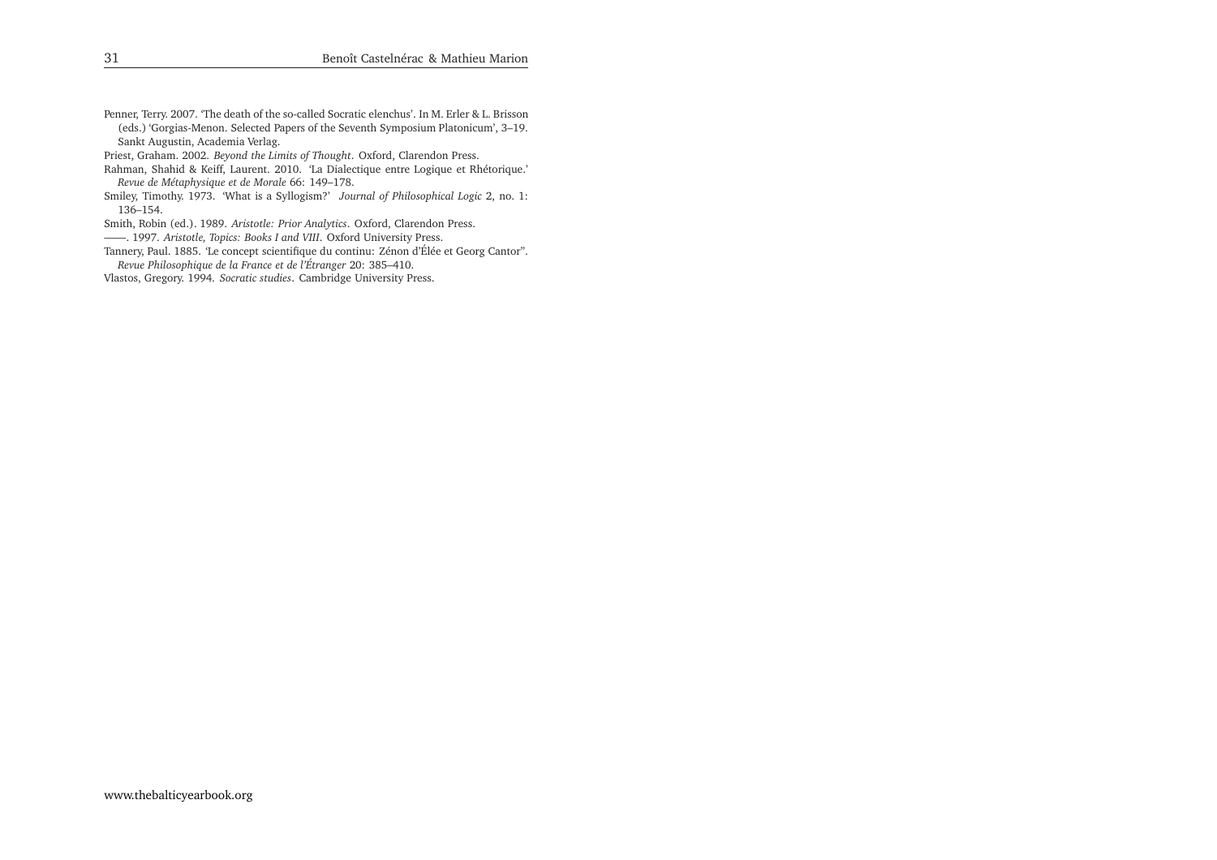Penner, Terry. 2007. 'The death of the so-called Socratic elenchus'. In M. Erler & L. Brisson (eds.) 'Gorgias-Menon. Selected Papers of the Seventh Symposium Platonicum', 3–19. Sankt Augustin, Academia Verlag.

Priest, Graham. 2002. *Beyond the Limits of Thought*. Oxford, Clarendon Press.

Rahman, Shahid & Keiff, Laurent. 2010. 'La Dialectique entre Logique et Rhétorique.' *Revue de Métaphysique et de Morale* 66: 149–178.

Smiley, Timothy. 1973. 'What is a Syllogism?' *Journal of Philosophical Logic* 2, no. 1: 136–154.

Smith, Robin (ed.). 1989. *Aristotle: Prior Analytics*. Oxford, Clarendon Press.

——. 1997. *Aristotle, Topics: Books I and VIII*. Oxford University Press.

Tannery, Paul. 1885. 'Le concept scientifique du continu: Zénon d'Élée et Georg Cantor". *Revue Philosophique de la France et de l'Étranger* 20: 385–410.

Vlastos, Gregory. 1994. *Socratic studies*. Cambridge University Press.